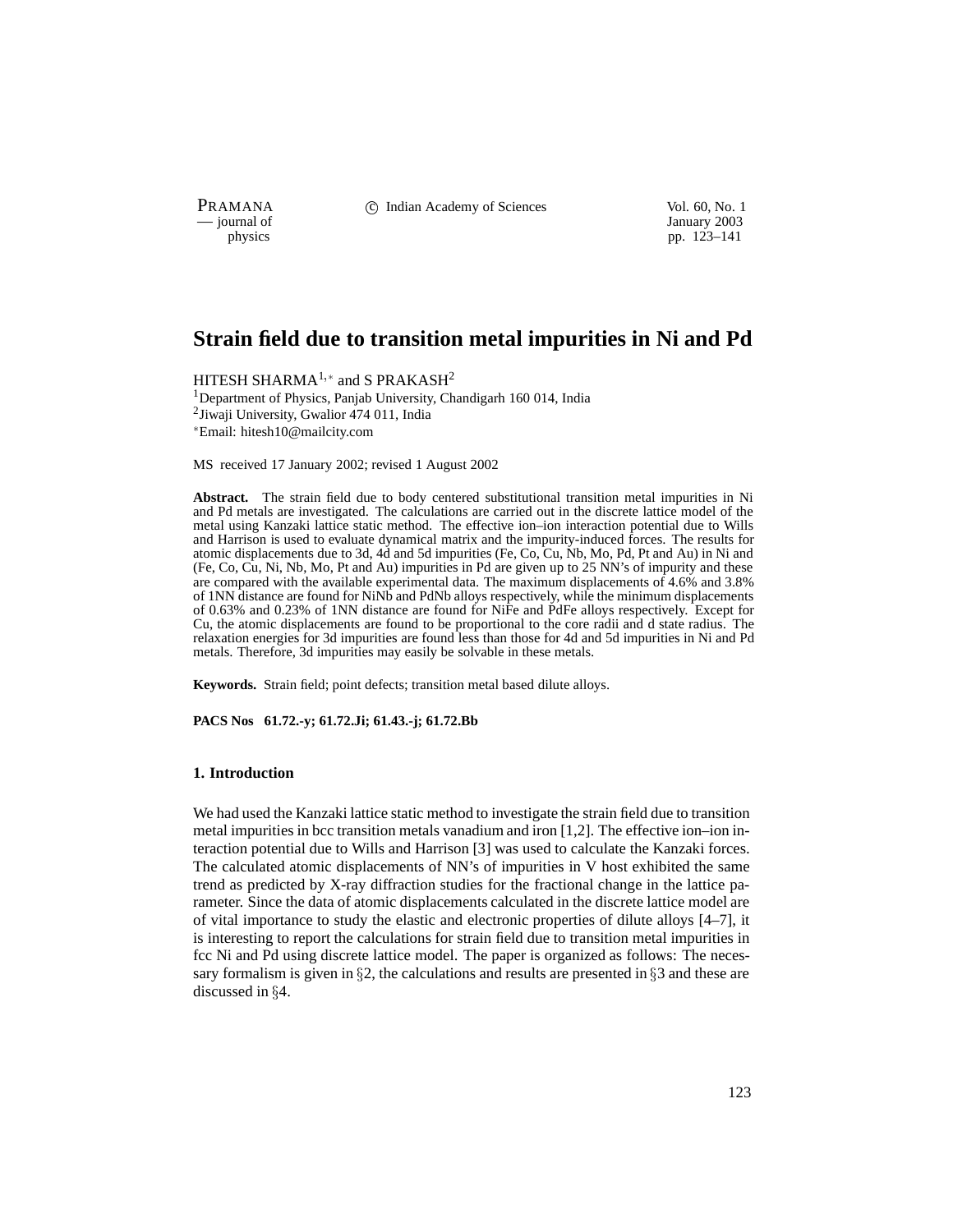# Strain field due to transition metal impurities in Ni and Pd

HITESH SHARMA[1,*] and S PRAKASH[2]

[1]Department of Physics, Panjab University, Chandigarh 160 014, India
[2]Jiwaji University, Gwalior 474 011, India
*Email: hitesh10@mailcity.com

MS received 17 January 2002; revised 1 August 2002

**Abstract.** The strain field due to body centered substitutional transition metal impurities in Ni and Pd metals are investigated. The calculations are carried out in the discrete lattice model of the metal using Kanzaki lattice static method. The effective ion–ion interaction potential due to Wills and Harrison is used to evaluate dynamical matrix and the impurity-induced forces. The results for atomic displacements due to 3d, 4d and 5d impurities (Fe, Co, Cu, Nb, Mo, Pd, Pt and Au) in Ni and (Fe, Co, Cu, Ni, Nb, Mo, Pt and Au) impurities in Pd are given up to 25 NN's of impurity and these are compared with the available experimental data. The maximum displacements of 4.6% and 3.8% of 1NN distance are found for NiNb and PdNb alloys respectively, while the minimum displacements of 0.63% and 0.23% of 1NN distance are found for NiFe and PdFe alloys respectively. Except for Cu, the atomic displacements are found to be proportional to the core radii and d state radius. The relaxation energies for 3d impurities are found less than those for 4d and 5d impurities in Ni and Pd metals. Therefore, 3d impurities may easily be solvable in these metals.

**Keywords.** Strain field; point defects; transition metal based dilute alloys.

**PACS Nos 61.72.-y; 61.72.Ji; 61.43.-j; 61.72.Bb**

## 1. Introduction

We had used the Kanzaki lattice static method to investigate the strain field due to transition metal impurities in bcc transition metals vanadium and iron [1,2]. The effective ion–ion interaction potential due to Wills and Harrison [3] was used to calculate the Kanzaki forces. The calculated atomic displacements of NN's of impurities in V host exhibited the same trend as predicted by X-ray diffraction studies for the fractional change in the lattice parameter. Since the data of atomic displacements calculated in the discrete lattice model are of vital importance to study the elastic and electronic properties of dilute alloys [4–7], it is interesting to report the calculations for strain field due to transition metal impurities in fcc Ni and Pd using discrete lattice model. The paper is organized as follows: The necessary formalism is given in §2, the calculations and results are presented in §3 and these are discussed in §4.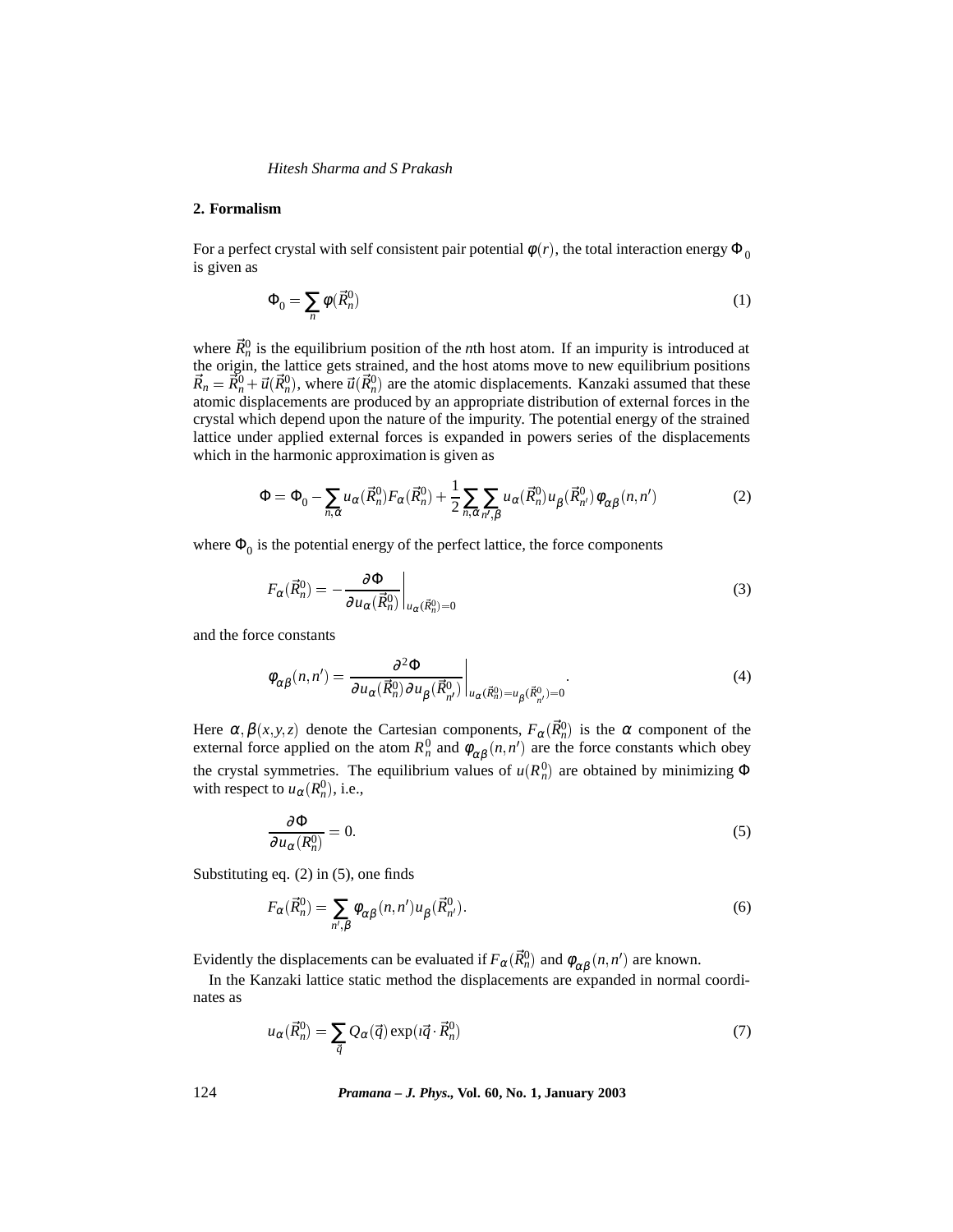## 2. Formalism

For a perfect crystal with self consistent pair potential $\phi(r)$, the total interaction energy $\Phi_0$ is given as

$$\Phi_0 = \sum_n \phi(\vec{R}_n^0) \tag{1}$$

where $\vec{R}_n^0$ is the equilibrium position of the $n$th host atom. If an impurity is introduced at the origin, the lattice gets strained, and the host atoms move to new equilibrium positions $\vec{R}_n = \vec{R}_n^0 + \vec{u}(\vec{R}_n^0)$, where $\vec{u}(\vec{R}_n^0)$ are the atomic displacements. Kanzaki assumed that these atomic displacements are produced by an appropriate distribution of external forces in the crystal which depend upon the nature of the impurity. The potential energy of the strained lattice under applied external forces is expanded in powers series of the displacements which in the harmonic approximation is given as

$$\Phi = \Phi_0 - \sum_{n,\alpha} u_\alpha(\vec{R}_n^0) F_\alpha(\vec{R}_n^0) + \frac{1}{2}\sum_{n,\alpha}\sum_{n',\beta} u_\alpha(\vec{R}_n^0) u_\beta(\vec{R}_{n'}^0) \phi_{\alpha\beta}(n,n') \tag{2}$$

where $\Phi_0$ is the potential energy of the perfect lattice, the force components

$$F_\alpha(\vec{R}_n^0) = -\left.\frac{\partial \Phi}{\partial u_\alpha(\vec{R}_n^0)}\right|_{u_\alpha(\vec{R}_n^0)=0} \tag{3}$$

and the force constants

$$\phi_{\alpha\beta}(n,n') = \left.\frac{\partial^2 \Phi}{\partial u_\alpha(\vec{R}_n^0)\partial u_\beta(\vec{R}_{n'}^0)}\right|_{u_\alpha(\vec{R}_n^0)=u_\beta(\vec{R}_{n'}^0)=0}. \tag{4}$$

Here $\alpha, \beta(x,y,z)$ denote the Cartesian components, $F_\alpha(\vec{R}_n^0)$ is the $\alpha$ component of the external force applied on the atom $R_n^0$ and $\phi_{\alpha\beta}(n,n')$ are the force constants which obey the crystal symmetries. The equilibrium values of $u(R_n^0)$ are obtained by minimizing $\Phi$ with respect to $u_\alpha(R_n^0)$, i.e.,

$$\frac{\partial \Phi}{\partial u_\alpha(R_n^0)} = 0. \tag{5}$$

Substituting eq. (2) in (5), one finds

$$F_\alpha(\vec{R}_n^0) = \sum_{n',\beta} \phi_{\alpha\beta}(n,n') u_\beta(\vec{R}_{n'}^0). \tag{6}$$

Evidently the displacements can be evaluated if $F_\alpha(\vec{R}_n^0)$ and $\phi_{\alpha\beta}(n,n')$ are known.

In the Kanzaki lattice static method the displacements are expanded in normal coordinates as

$$u_\alpha(\vec{R}_n^0) = \sum_{\vec{q}} Q_\alpha(\vec{q}) \exp(\imath\vec{q}\cdot\vec{R}_n^0) \tag{7}$$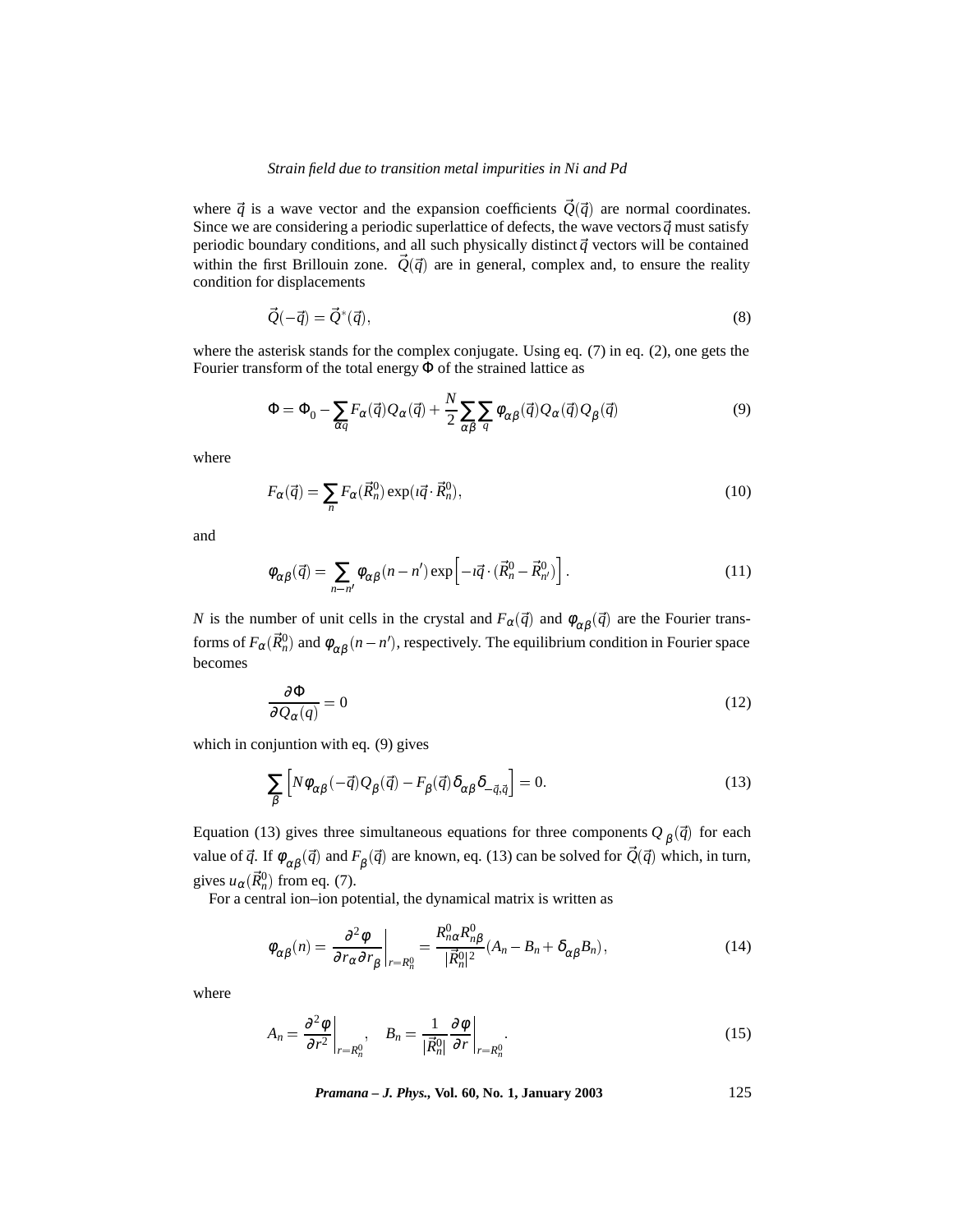where $\vec{q}$ is a wave vector and the expansion coefficients $\vec{Q}(\vec{q})$ are normal coordinates. Since we are considering a periodic superlattice of defects, the wave vectors $\vec{q}$ must satisfy periodic boundary conditions, and all such physically distinct $\vec{q}$ vectors will be contained within the first Brillouin zone. $\vec{Q}(\vec{q})$ are in general, complex and, to ensure the reality condition for displacements

$$\vec{Q}(-\vec{q}) = \vec{Q}^*(\vec{q}), \tag{8}$$

where the asterisk stands for the complex conjugate. Using eq. (7) in eq. (2), one gets the Fourier transform of the total energy $\Phi$ of the strained lattice as

$$\Phi = \Phi_0 - \sum_{\alpha q} F_\alpha(\vec{q}) Q_\alpha(\vec{q}) + \frac{N}{2} \sum_{\alpha\beta} \sum_{q} \phi_{\alpha\beta}(\vec{q}) Q_\alpha(\vec{q}) Q_\beta(\vec{q}) \tag{9}$$

where

$$F_\alpha(\vec{q}) = \sum_n F_\alpha(\vec{R}_n^0) \exp(\imath \vec{q} \cdot \vec{R}_n^0), \tag{10}$$

and

$$\phi_{\alpha\beta}(\vec{q}) = \sum_{n-n'} \phi_{\alpha\beta}(n-n') \exp\left[-\imath \vec{q} \cdot (\vec{R}_n^0 - \vec{R}_{n'}^0)\right]. \tag{11}$$

$N$ is the number of unit cells in the crystal and $F_\alpha(\vec{q})$ and $\phi_{\alpha\beta}(\vec{q})$ are the Fourier transforms of $F_\alpha(\vec{R}_n^0)$ and $\phi_{\alpha\beta}(n-n')$, respectively. The equilibrium condition in Fourier space becomes

$$\frac{\partial \Phi}{\partial Q_\alpha(q)} = 0 \tag{12}$$

which in conjuntion with eq. (9) gives

$$\sum_\beta \left[N \phi_{\alpha\beta}(-\vec{q}) Q_\beta(\vec{q}) - F_\beta(\vec{q}) \delta_{\alpha\beta} \delta_{-\vec{q},\vec{q}}\right] = 0. \tag{13}$$

Equation (13) gives three simultaneous equations for three components $Q_\beta(\vec{q})$ for each value of $\vec{q}$. If $\phi_{\alpha\beta}(\vec{q})$ and $F_\beta(\vec{q})$ are known, eq. (13) can be solved for $\vec{Q}(\vec{q})$ which, in turn, gives $u_\alpha(\vec{R}_n^0)$ from eq. (7).

For a central ion–ion potential, the dynamical matrix is written as

$$\phi_{\alpha\beta}(n) = \left.\frac{\partial^2 \phi}{\partial r_\alpha \partial r_\beta}\right|_{r=R_n^0} = \frac{R_{n\alpha}^0 R_{n\beta}^0}{|\vec{R}_n^0|^2}(A_n - B_n + \delta_{\alpha\beta} B_n), \tag{14}$$

where

$$A_n = \left.\frac{\partial^2 \phi}{\partial r^2}\right|_{r=R_n^0}, \quad B_n = \frac{1}{|\vec{R}_n^0|} \left.\frac{\partial \phi}{\partial r}\right|_{r=R_n^0}. \tag{15}$$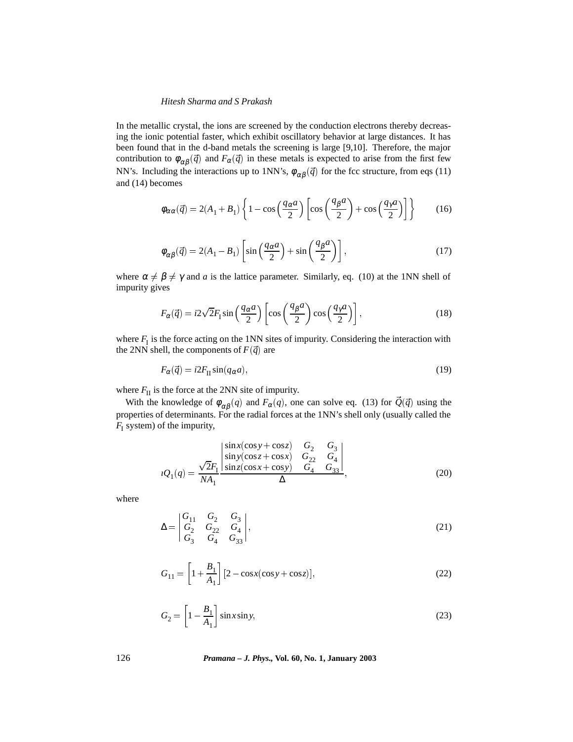In the metallic crystal, the ions are screened by the conduction electrons thereby decreasing the ionic potential faster, which exhibit oscillatory behavior at large distances. It has been found that in the d-band metals the screening is large [9,10]. Therefore, the major contribution to $\phi_{\alpha\beta}(\vec{q})$ and $F_\alpha(\vec{q})$ in these metals is expected to arise from the first few NN's. Including the interactions up to 1NN's, $\phi_{\alpha\beta}(\vec{q})$ for the fcc structure, from eqs (11) and (14) becomes

$$\phi_{\alpha\alpha}(\vec{q}) = 2(A_1 + B_1)\left\{1 - \cos\left(\frac{q_\alpha a}{2}\right)\left[\cos\left(\frac{q_\beta a}{2}\right) + \cos\left(\frac{q_\gamma a}{2}\right)\right]\right\} \tag{16}$$

$$\phi_{\alpha\beta}(\vec{q}) = 2(A_1 - B_1)\left[\sin\left(\frac{q_\alpha a}{2}\right) + \sin\left(\frac{q_\beta a}{2}\right)\right], \tag{17}$$

where $\alpha \neq \beta \neq \gamma$ and $a$ is the lattice parameter. Similarly, eq. (10) at the 1NN shell of impurity gives

$$F_\alpha(\vec{q}) = i2\sqrt{2}F_{\mathrm{I}}\sin\left(\frac{q_\alpha a}{2}\right)\left[\cos\left(\frac{q_\beta a}{2}\right)\cos\left(\frac{q_\gamma a}{2}\right)\right], \tag{18}$$

where $F_{\mathrm{I}}$ is the force acting on the 1NN sites of impurity. Considering the interaction with the 2NN shell, the components of $F(\vec{q})$ are

$$F_\alpha(\vec{q}) = i2F_{\mathrm{II}}\sin(q_\alpha a), \tag{19}$$

where $F_{\mathrm{II}}$ is the force at the 2NN site of impurity.

With the knowledge of $\phi_{\alpha\beta}(q)$ and $F_\alpha(q)$, one can solve eq. (13) for $\vec{Q}(\vec{q})$ using the properties of determinants. For the radial forces at the 1NN's shell only (usually called the $F_{\mathrm{I}}$ system) of the impurity,

$$\imath Q_1(q) = \frac{\sqrt{2}F_{\mathrm{I}}}{NA_1}\frac{\begin{vmatrix} \sin x(\cos y + \cos z) & G_2 & G_3 \\ \sin y(\cos z + \cos x) & G_{22} & G_4 \\ \sin z(\cos x + \cos y) & G_4 & G_{33} \end{vmatrix}}{\Delta}, \tag{20}$$

where

$$\Delta = \begin{vmatrix} G_{11} & G_2 & G_3 \\ G_2 & G_{22} & G_4 \\ G_3 & G_4 & G_{33} \end{vmatrix}, \tag{21}$$

$$G_{11} = \left[1 + \frac{B_1}{A_1}\right][2 - \cos x(\cos y + \cos z)], \tag{22}$$

$$G_2 = \left[1 - \frac{B_1}{A_1}\right]\sin x \sin y, \tag{23}$$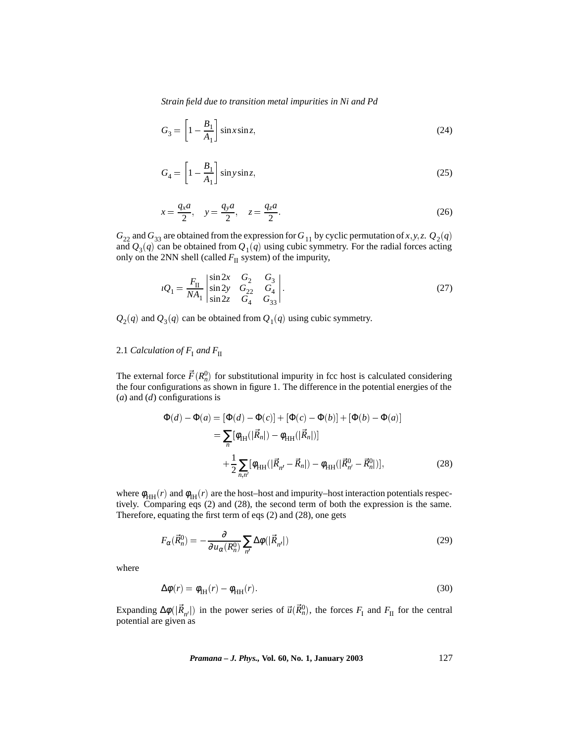$$G_3 = \left[1 - \frac{B_1}{A_1}\right] \sin x \sin z, \tag{24}$$

$$G_4 = \left[1 - \frac{B_1}{A_1}\right] \sin y \sin z, \tag{25}$$

$$x = \frac{q_x a}{2}, \quad y = \frac{q_y a}{2}, \quad z = \frac{q_z a}{2}. \tag{26}$$

$G_{22}$ and $G_{33}$ are obtained from the expression for $G_{11}$ by cyclic permutation of $x, y, z$. $Q_2(q)$ and $Q_3(q)$ can be obtained from $Q_1(q)$ using cubic symmetry. For the radial forces acting only on the 2NN shell (called $F_{\mathrm{II}}$ system) of the impurity,

$$\imath Q_1 = \frac{F_{\mathrm{II}}}{NA_1} \begin{vmatrix} \sin 2x & G_2 & G_3 \\ \sin 2y & G_{22} & G_4 \\ \sin 2z & G_4 & G_{33} \end{vmatrix}. \tag{27}$$

$Q_2(q)$ and $Q_3(q)$ can be obtained from $Q_1(q)$ using cubic symmetry.

### 2.1 *Calculation of $F_{\mathrm{I}}$ and $F_{\mathrm{II}}$*

The external force $\vec{F}(R_n^0)$ for substitutional impurity in fcc host is calculated considering the four configurations as shown in figure 1. The difference in the potential energies of the (*a*) and (*d*) configurations is

$$\begin{aligned} \Phi(d) - \Phi(a) &= [\Phi(d) - \Phi(c)] + [\Phi(c) - \Phi(b)] + [\Phi(b) - \Phi(a)] \\ &= \sum_n [\phi_{\mathrm{IH}}(|\vec{R}_n|) - \phi_{\mathrm{HH}}(|\vec{R}_n|)] \\ &\quad + \frac{1}{2} \sum_{n,n'} [\phi_{\mathrm{HH}}(|\vec{R}_{n'} - \vec{R}_n|) - \phi_{\mathrm{HH}}(|\vec{R}_{n'}^0 - \vec{R}_n^0|)], \end{aligned} \tag{28}$$

where $\phi_{\mathrm{HH}}(r)$ and $\phi_{\mathrm{IH}}(r)$ are the host–host and impurity–host interaction potentials respectively. Comparing eqs (2) and (28), the second term of both the expression is the same. Therefore, equating the first term of eqs (2) and (28), one gets

$$F_\alpha(\vec{R}_n^0) = -\frac{\partial}{\partial u_\alpha(R_n^0)} \sum_{n'} \Delta\phi(|\vec{R}_{n'}|) \tag{29}$$

where

$$\Delta\phi(r) = \phi_{\mathrm{IH}}(r) - \phi_{\mathrm{HH}}(r). \tag{30}$$

Expanding $\Delta\phi(|\vec{R}_{n'}|)$ in the power series of $\vec{u}(\vec{R}_n^0)$, the forces $F_{\mathrm{I}}$ and $F_{\mathrm{II}}$ for the central potential are given as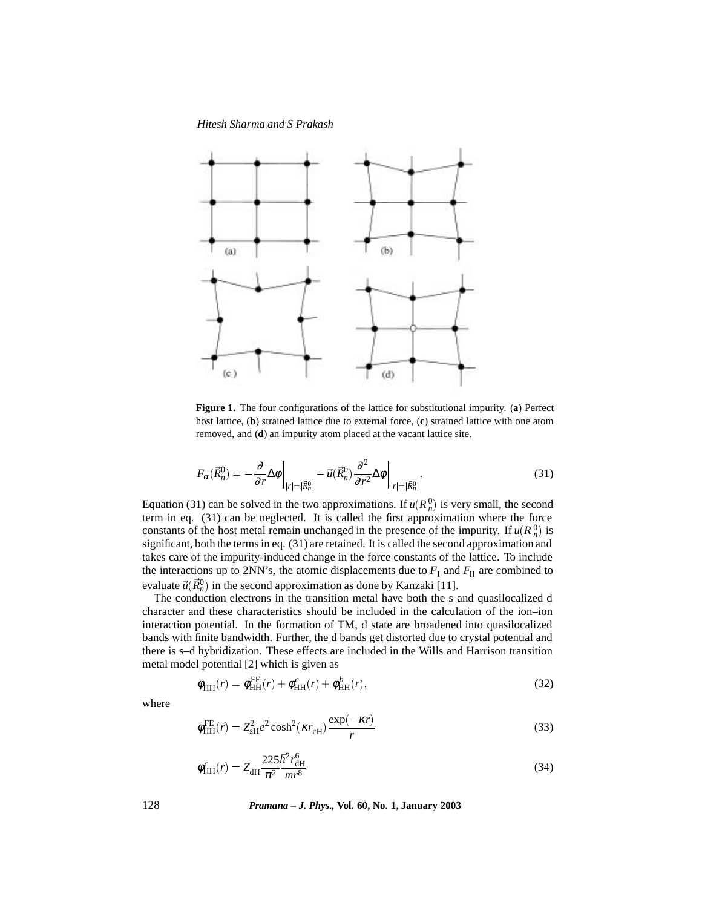**Figure 1.** The four configurations of the lattice for substitutional impurity. (**a**) Perfect host lattice, (**b**) strained lattice due to external force, (**c**) strained lattice with one atom removed, and (**d**) an impurity atom placed at the vacant lattice site.

$$F_{\alpha}(\vec{R}_n^0) = -\frac{\partial}{\partial r}\Delta\phi\bigg|_{|r|=|\vec{R}_n^0|} - \vec{u}(\vec{R}_n^0)\frac{\partial^2}{\partial r^2}\Delta\phi\bigg|_{|r|=|\vec{R}_n^0|}. \tag{31}$$

Equation (31) can be solved in the two approximations. If $u(R_n^0)$ is very small, the second term in eq. (31) can be neglected. It is called the first approximation where the force constants of the host metal remain unchanged in the presence of the impurity. If $u(R_n^0)$ is significant, both the terms in eq. (31) are retained. It is called the second approximation and takes care of the impurity-induced change in the force constants of the lattice. To include the interactions up to 2NN's, the atomic displacements due to $F_{\mathrm{I}}$ and $F_{\mathrm{II}}$ are combined to evaluate $\vec{u}(\vec{R}_n^0)$ in the second approximation as done by Kanzaki [11].

The conduction electrons in the transition metal have both the s and quasilocalized d character and these characteristics should be included in the calculation of the ion–ion interaction potential. In the formation of TM, d state are broadened into quasilocalized bands with finite bandwidth. Further, the d bands get distorted due to crystal potential and there is s–d hybridization. These effects are included in the Wills and Harrison transition metal model potential [2] which is given as

$$\phi_{\mathrm{HH}}(r) = \phi_{\mathrm{HH}}^{\mathrm{FE}}(r) + \phi_{\mathrm{HH}}^{c}(r) + \phi_{\mathrm{HH}}^{b}(r), \tag{32}$$

where

$$\phi_{\mathrm{HH}}^{\mathrm{FE}}(r) = Z_{\mathrm{sH}}^2 e^2 \cosh^2(\kappa r_{\mathrm{cH}})\frac{\exp(-\kappa r)}{r} \tag{33}$$

$$\phi_{\mathrm{HH}}^{c}(r) = Z_{\mathrm{dH}}\frac{225\hbar^2 r_{\mathrm{dH}}^6}{\pi^2 m r^8} \tag{34}$$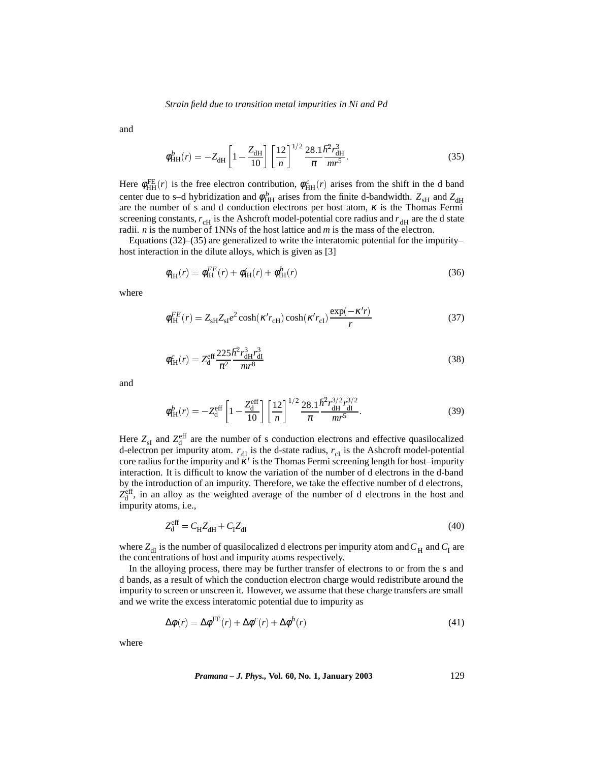and

$$\phi_{\mathrm{HH}}^{b}(r) = -Z_{\mathrm{dH}}\left[1-\frac{Z_{\mathrm{dH}}}{10}\right]\left[\frac{12}{n}\right]^{1/2}\frac{28.1}{\pi}\frac{\hbar^2 r_{\mathrm{dH}}^3}{mr^5}. \tag{35}$$

Here $\phi_{\mathrm{HH}}^{\mathrm{FE}}(r)$ is the free electron contribution, $\phi_{\mathrm{HH}}^{c}(r)$ arises from the shift in the d band center due to s–d hybridization and $\phi_{\mathrm{HH}}^{b}$ arises from the finite d-bandwidth. $Z_{\mathrm{sH}}$ and $Z_{\mathrm{dH}}$ are the number of s and d conduction electrons per host atom, $\kappa$ is the Thomas Fermi screening constants, $r_{\mathrm{cH}}$ is the Ashcroft model-potential core radius and $r_{\mathrm{dH}}$ are the d state radii. $n$ is the number of 1NNs of the host lattice and $m$ is the mass of the electron.

Equations (32)–(35) are generalized to write the interatomic potential for the impurity–host interaction in the dilute alloys, which is given as [3]

$$\phi_{\mathrm{IH}}(r) = \phi_{\mathrm{IH}}^{FE}(r) + \phi_{\mathrm{IH}}^{c}(r) + \phi_{\mathrm{IH}}^{b}(r) \tag{36}$$

where

$$\phi_{\mathrm{IH}}^{FE}(r) = Z_{\mathrm{sH}} Z_{\mathrm{sI}} e^2 \cosh(\kappa' r_{\mathrm{cH}}) \cosh(\kappa' r_{\mathrm{cI}}) \frac{\exp(-\kappa' r)}{r} \tag{37}$$

$$\phi_{\mathrm{IH}}^{c}(r) = Z_{\mathrm{d}}^{\mathrm{eff}} \frac{225}{\pi^2} \frac{\hbar^2 r_{\mathrm{dH}}^3 r_{\mathrm{dI}}^3}{mr^8} \tag{38}$$

and

$$\phi_{\mathrm{IH}}^{b}(r) = -Z_{\mathrm{d}}^{\mathrm{eff}}\left[1-\frac{Z_{\mathrm{d}}^{\mathrm{eff}}}{10}\right]\left[\frac{12}{n}\right]^{1/2}\frac{28.1}{\pi}\frac{\hbar^2 r_{\mathrm{dH}}^{3/2} r_{\mathrm{dI}}^{3/2}}{mr^5}. \tag{39}$$

Here $Z_{\mathrm{sI}}$ and $Z_{\mathrm{d}}^{\mathrm{eff}}$ are the number of s conduction electrons and effective quasilocalized d-electron per impurity atom. $r_{\mathrm{dI}}$ is the d-state radius, $r_{\mathrm{cI}}$ is the Ashcroft model-potential core radius for the impurity and $\kappa'$ is the Thomas Fermi screening length for host–impurity interaction. It is difficult to know the variation of the number of d electrons in the d-band by the introduction of an impurity. Therefore, we take the effective number of d electrons, $Z_{\mathrm{d}}^{\mathrm{eff}}$, in an alloy as the weighted average of the number of d electrons in the host and impurity atoms, i.e.,

$$Z_{\mathrm{d}}^{\mathrm{eff}} = C_{\mathrm{H}} Z_{\mathrm{dH}} + C_{\mathrm{I}} Z_{\mathrm{dI}} \tag{40}$$

where $Z_{\mathrm{dI}}$ is the number of quasilocalized d electrons per impurity atom and $C_{\mathrm{H}}$ and $C_{\mathrm{I}}$ are the concentrations of host and impurity atoms respectively.

In the alloying process, there may be further transfer of electrons to or from the s and d bands, as a result of which the conduction electron charge would redistribute around the impurity to screen or unscreen it. However, we assume that these charge transfers are small and we write the excess interatomic potential due to impurity as

$$\Delta\phi(r) = \Delta\phi^{\mathrm{FE}}(r) + \Delta\phi^{c}(r) + \Delta\phi^{b}(r) \tag{41}$$

where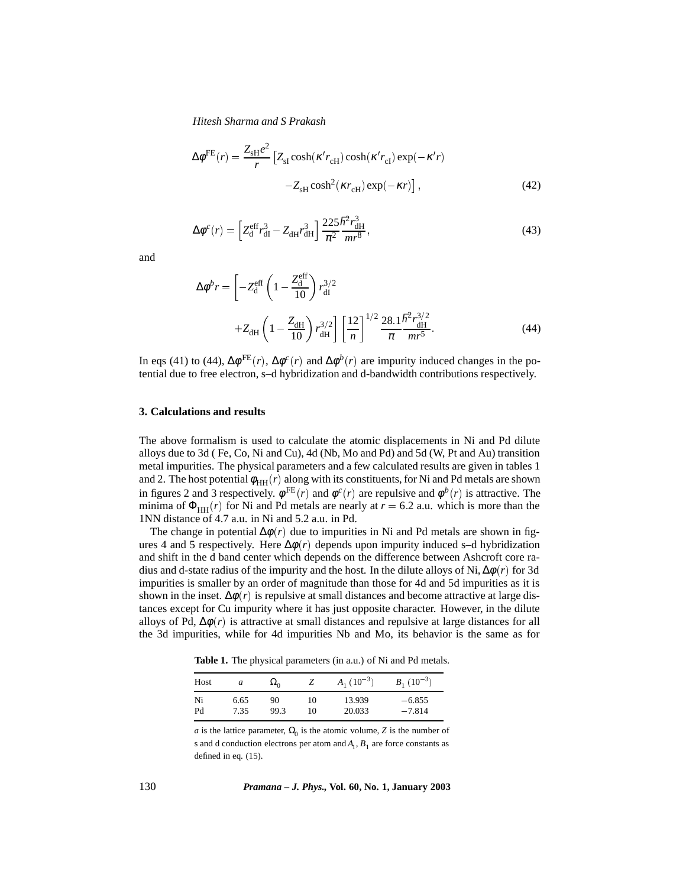$$\Delta\phi^{\rm FE}(r) = \frac{Z_{\rm sH}e^2}{r}\left[Z_{\rm sI}\cosh(\kappa' r_{\rm cH})\cosh(\kappa' r_{\rm cI})\exp(-\kappa' r) - Z_{\rm sH}\cosh^2(\kappa r_{\rm cH})\exp(-\kappa r)\right], \tag{42}$$

$$\Delta\phi^{c}(r) = \left[Z_{\rm d}^{\rm eff} r_{\rm dI}^3 - Z_{\rm dH} r_{\rm dH}^3\right]\frac{225\hbar^2 r_{\rm dH}^3}{\pi^2\, m r^8}, \tag{43}$$

and

$$\Delta\phi^{b} r = \left[-Z_{\rm d}^{\rm eff}\left(1-\frac{Z_{\rm d}^{\rm eff}}{10}\right) r_{\rm dI}^{3/2} + Z_{\rm dH}\left(1-\frac{Z_{\rm dH}}{10}\right) r_{\rm dH}^{3/2}\right]\left[\frac{12}{n}\right]^{1/2}\frac{28.1}{\pi}\frac{\hbar^2 r_{\rm dH}^{3/2}}{m r^5}. \tag{44}$$

In eqs (41) to (44), $\Delta\phi^{\rm FE}(r)$, $\Delta\phi^{c}(r)$ and $\Delta\phi^{b}(r)$ are impurity induced changes in the potential due to free electron, s–d hybridization and d-bandwidth contributions respectively.

## 3. Calculations and results

The above formalism is used to calculate the atomic displacements in Ni and Pd dilute alloys due to 3d ( Fe, Co, Ni and Cu), 4d (Nb, Mo and Pd) and 5d (W, Pt and Au) transition metal impurities. The physical parameters and a few calculated results are given in tables 1 and 2. The host potential $\phi_{\rm HH}(r)$ along with its constituents, for Ni and Pd metals are shown in figures 2 and 3 respectively. $\phi^{\rm FE}(r)$ and $\phi^{c}(r)$ are repulsive and $\phi^{b}(r)$ is attractive. The minima of $\Phi_{\rm HH}(r)$ for Ni and Pd metals are nearly at $r = 6.2$ a.u. which is more than the 1NN distance of 4.7 a.u. in Ni and 5.2 a.u. in Pd.

The change in potential $\Delta\phi(r)$ due to impurities in Ni and Pd metals are shown in figures 4 and 5 respectively. Here $\Delta\phi(r)$ depends upon impurity induced s–d hybridization and shift in the d band center which depends on the difference between Ashcroft core radius and d-state radius of the impurity and the host. In the dilute alloys of Ni, $\Delta\phi(r)$ for 3d impurities is smaller by an order of magnitude than those for 4d and 5d impurities as it is shown in the inset. $\Delta\phi(r)$ is repulsive at small distances and become attractive at large distances except for Cu impurity where it has just opposite character. However, in the dilute alloys of Pd, $\Delta\phi(r)$ is attractive at small distances and repulsive at large distances for all the 3d impurities, while for 4d impurities Nb and Mo, its behavior is the same as for

**Table 1.** The physical parameters (in a.u.) of Ni and Pd metals.

| Host | $a$ | $\Omega_0$ | $Z$ | $A_1$ $(10^{-3})$ | $B_1$ $(10^{-3})$ |
|---|---|---|---|---|---|
| Ni | 6.65 | 90 | 10 | 13.939 | −6.855 |
| Pd | 7.35 | 99.3 | 10 | 20.033 | −7.814 |

$a$ is the lattice parameter, $\Omega_0$ is the atomic volume, $Z$ is the number of s and d conduction electrons per atom and $A_1$, $B_1$ are force constants as defined in eq. (15).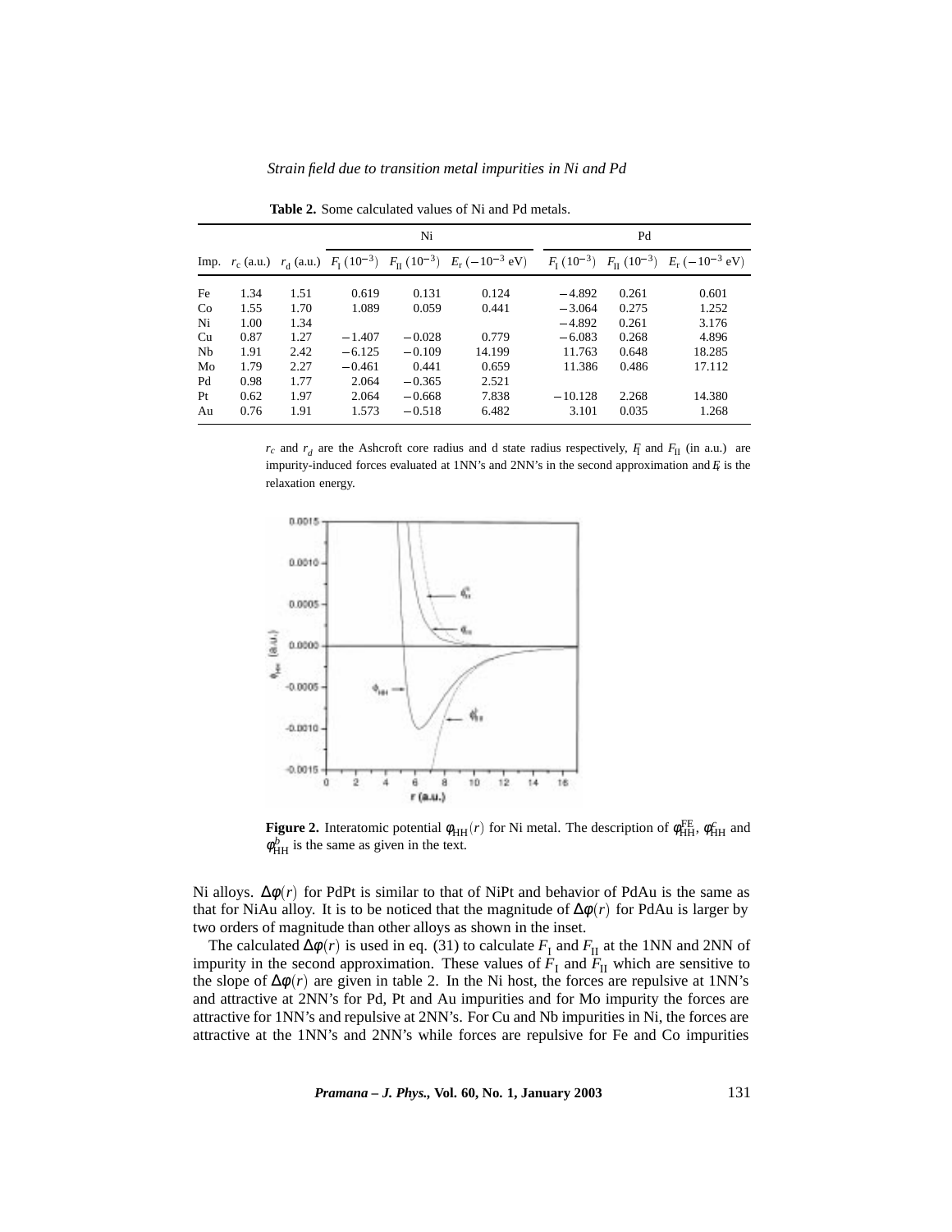**Table 2.** Some calculated values of Ni and Pd metals.

| | | | Ni | | | Pd | | |
|---|---|---|---|---|---|---|---|---|
| Imp. | $r_c$ (a.u.) | $r_d$ (a.u.) | $F_I$ $(10^{-3})$ | $F_{II}$ $(10^{-3})$ | $E_r$ $(-10^{-3}$ eV) | $F_I$ $(10^{-3})$ | $F_{II}$ $(10^{-3})$ | $E_r$ $(-10^{-3}$ eV) |
| Fe | 1.34 | 1.51 | 0.619 | 0.131 | 0.124 | $-4.892$ | 0.261 | 0.601 |
| Co | 1.55 | 1.70 | 1.089 | 0.059 | 0.441 | $-3.064$ | 0.275 | 1.252 |
| Ni | 1.00 | 1.34 | | | | $-4.892$ | 0.261 | 3.176 |
| Cu | 0.87 | 1.27 | $-1.407$ | $-0.028$ | 0.779 | $-6.083$ | 0.268 | 4.896 |
| Nb | 1.91 | 2.42 | $-6.125$ | $-0.109$ | 14.199 | 11.763 | 0.648 | 18.285 |
| Mo | 1.79 | 2.27 | $-0.461$ | 0.441 | 0.659 | 11.386 | 0.486 | 17.112 |
| Pd | 0.98 | 1.77 | 2.064 | $-0.365$ | 2.521 | | | |
| Pt | 0.62 | 1.97 | 2.064 | $-0.668$ | 7.838 | $-10.128$ | 2.268 | 14.380 |
| Au | 0.76 | 1.91 | 1.573 | $-0.518$ | 6.482 | 3.101 | 0.035 | 1.268 |

$r_c$ and $r_d$ are the Ashcroft core radius and d state radius respectively, $F_I$ and $F_{II}$ (in a.u.) are impurity-induced forces evaluated at 1NN's and 2NN's in the second approximation and $E_r$ is the relaxation energy.

**Figure 2.** Interatomic potential $\phi_{HH}(r)$ for Ni metal. The description of $\phi_{HH}^{FE}$, $\phi_{HH}^{c}$ and $\phi_{HH}^{b}$ is the same as given in the text.

Ni alloys. $\Delta\phi(r)$ for PdPt is similar to that of NiPt and behavior of PdAu is the same as that for NiAu alloy. It is to be noticed that the magnitude of $\Delta\phi(r)$ for PdAu is larger by two orders of magnitude than other alloys as shown in the inset.

The calculated $\Delta\phi(r)$ is used in eq. (31) to calculate $F_I$ and $F_{II}$ at the 1NN and 2NN of impurity in the second approximation. These values of $F_I$ and $F_{II}$ which are sensitive to the slope of $\Delta\phi(r)$ are given in table 2. In the Ni host, the forces are repulsive at 1NN's and attractive at 2NN's for Pd, Pt and Au impurities and for Mo impurity the forces are attractive for 1NN's and repulsive at 2NN's. For Cu and Nb impurities in Ni, the forces are attractive at the 1NN's and 2NN's while forces are repulsive for Fe and Co impurities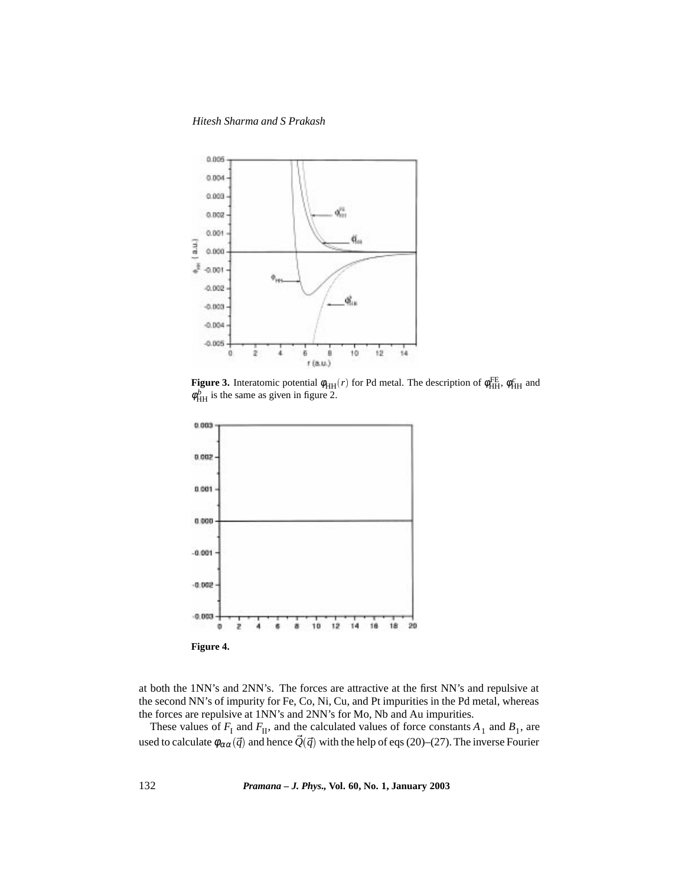**Figure 3.** Interatomic potential $\phi_{\mathrm{HH}}(r)$ for Pd metal. The description of $\phi_{\mathrm{HH}}^{\mathrm{FE}}$, $\phi_{\mathrm{HH}}^{c}$ and $\phi_{\mathrm{HH}}^{b}$ is the same as given in figure 2.

**Figure 4.**

at both the 1NN's and 2NN's. The forces are attractive at the first NN's and repulsive at the second NN's of impurity for Fe, Co, Ni, Cu, and Pt impurities in the Pd metal, whereas the forces are repulsive at 1NN's and 2NN's for Mo, Nb and Au impurities.

These values of $F_{\mathrm{I}}$ and $F_{\mathrm{II}}$, and the calculated values of force constants $A_1$ and $B_1$, are used to calculate $\phi_{\alpha\alpha}(\vec{q})$ and hence $\vec{Q}(\vec{q})$ with the help of eqs (20)–(27). The inverse Fourier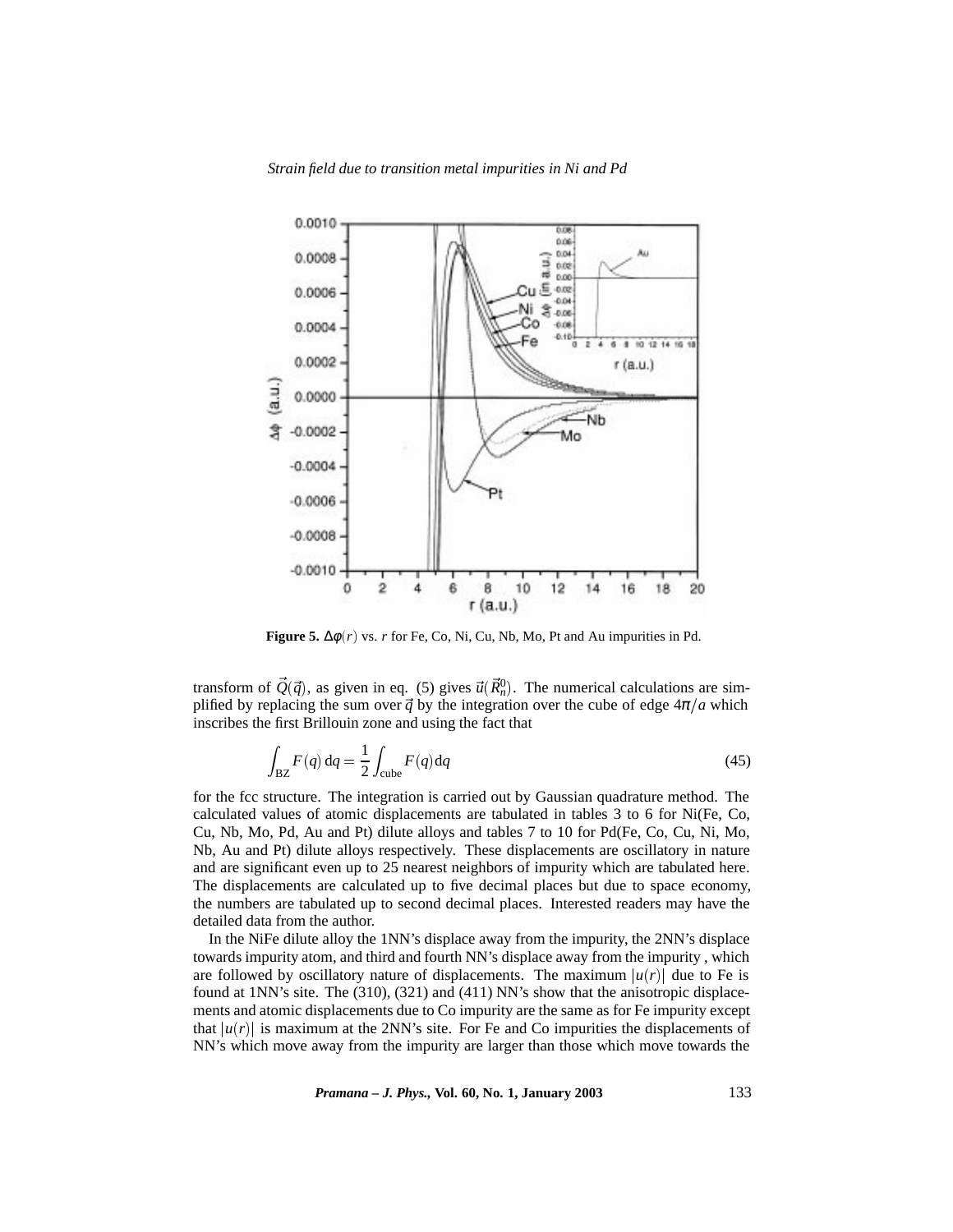**Figure 5.** $\Delta\phi(r)$ vs. $r$ for Fe, Co, Ni, Cu, Nb, Mo, Pt and Au impurities in Pd.

transform of $\vec{Q}(\vec{q})$, as given in eq. (5) gives $\vec{u}(\vec{R}_n^0)$. The numerical calculations are simplified by replacing the sum over $\vec{q}$ by the integration over the cube of edge $4\pi/a$ which inscribes the first Brillouin zone and using the fact that

$$\int_{\mathrm{BZ}} F(q)\,\mathrm{d}q = \frac{1}{2}\int_{\mathrm{cube}} F(q)\mathrm{d}q \tag{45}$$

for the fcc structure. The integration is carried out by Gaussian quadrature method. The calculated values of atomic displacements are tabulated in tables 3 to 6 for Ni(Fe, Co, Cu, Nb, Mo, Pd, Au and Pt) dilute alloys and tables 7 to 10 for Pd(Fe, Co, Cu, Ni, Mo, Nb, Au and Pt) dilute alloys respectively. These displacements are oscillatory in nature and are significant even up to 25 nearest neighbors of impurity which are tabulated here. The displacements are calculated up to five decimal places but due to space economy, the numbers are tabulated up to second decimal places. Interested readers may have the detailed data from the author.

In the NiFe dilute alloy the 1NN's displace away from the impurity, the 2NN's displace towards impurity atom, and third and fourth NN's displace away from the impurity , which are followed by oscillatory nature of displacements. The maximum $|u(r)|$ due to Fe is found at 1NN's site. The (310), (321) and (411) NN's show that the anisotropic displacements and atomic displacements due to Co impurity are the same as for Fe impurity except that $|u(r)|$ is maximum at the 2NN's site. For Fe and Co impurities the displacements of NN's which move away from the impurity are larger than those which move towards the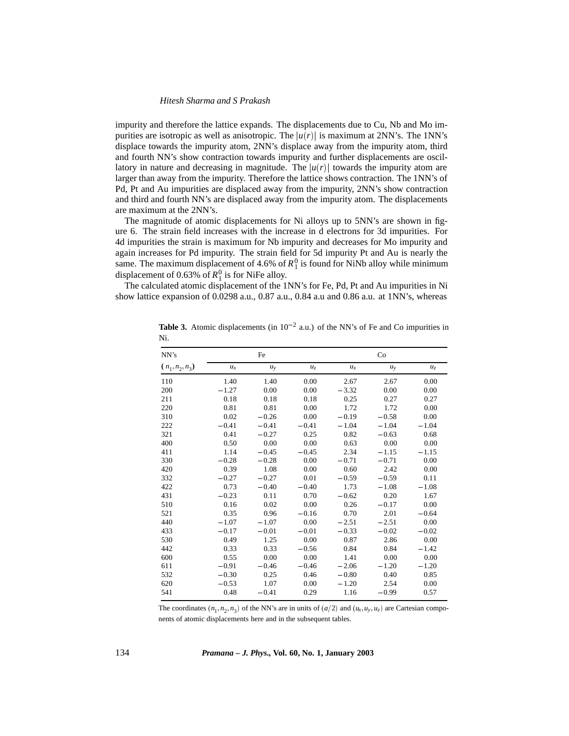impurity and therefore the lattice expands. The displacements due to Cu, Nb and Mo impurities are isotropic as well as anisotropic. The $|u(r)|$ is maximum at 2NN's. The 1NN's displace towards the impurity atom, 2NN's displace away from the impurity atom, third and fourth NN's show contraction towards impurity and further displacements are oscillatory in nature and decreasing in magnitude. The $|u(r)|$ towards the impurity atom are larger than away from the impurity. Therefore the lattice shows contraction. The 1NN's of Pd, Pt and Au impurities are displaced away from the impurity, 2NN's show contraction and third and fourth NN's are displaced away from the impurity atom. The displacements are maximum at the 2NN's.

The magnitude of atomic displacements for Ni alloys up to 5NN's are shown in figure 6. The strain field increases with the increase in d electrons for 3d impurities. For 4d impurities the strain is maximum for Nb impurity and decreases for Mo impurity and again increases for Pd impurity. The strain field for 5d impurity Pt and Au is nearly the same. The maximum displacement of 4.6% of $R_1^0$ is found for NiNb alloy while minimum displacement of 0.63% of $R_1^0$ is for NiFe alloy.

The calculated atomic displacement of the 1NN's for Fe, Pd, Pt and Au impurities in Ni show lattice expansion of 0.0298 a.u., 0.87 a.u., 0.84 a.u and 0.86 a.u. at 1NN's, whereas

**Table 3.** Atomic displacements (in $10^{-2}$ a.u.) of the NN's of Fe and Co impurities in Ni.

| NN's | Fe | | | Co | | |
|---|---|---|---|---|---|---|
| $(n_1, n_2, n_3)$ | $u_x$ | $u_y$ | $u_z$ | $u_x$ | $u_y$ | $u_z$ |
| 110 | 1.40 | 1.40 | 0.00 | 2.67 | 2.67 | 0.00 |
| 200 | −1.27 | 0.00 | 0.00 | −3.32 | 0.00 | 0.00 |
| 211 | 0.18 | 0.18 | 0.18 | 0.25 | 0.27 | 0.27 |
| 220 | 0.81 | 0.81 | 0.00 | 1.72 | 1.72 | 0.00 |
| 310 | 0.02 | −0.26 | 0.00 | −0.19 | −0.58 | 0.00 |
| 222 | −0.41 | −0.41 | −0.41 | −1.04 | −1.04 | −1.04 |
| 321 | 0.41 | −0.27 | 0.25 | 0.82 | −0.63 | 0.68 |
| 400 | 0.50 | 0.00 | 0.00 | 0.63 | 0.00 | 0.00 |
| 411 | 1.14 | −0.45 | −0.45 | 2.34 | −1.15 | −1.15 |
| 330 | −0.28 | −0.28 | 0.00 | −0.71 | −0.71 | 0.00 |
| 420 | 0.39 | 1.08 | 0.00 | 0.60 | 2.42 | 0.00 |
| 332 | −0.27 | −0.27 | 0.01 | −0.59 | −0.59 | 0.11 |
| 422 | 0.73 | −0.40 | −0.40 | 1.73 | −1.08 | −1.08 |
| 431 | −0.23 | 0.11 | 0.70 | −0.62 | 0.20 | 1.67 |
| 510 | 0.16 | 0.02 | 0.00 | 0.26 | −0.17 | 0.00 |
| 521 | 0.35 | 0.96 | −0.16 | 0.70 | 2.01 | −0.64 |
| 440 | −1.07 | −1.07 | 0.00 | −2.51 | −2.51 | 0.00 |
| 433 | −0.17 | −0.01 | −0.01 | −0.33 | −0.02 | −0.02 |
| 530 | 0.49 | 1.25 | 0.00 | 0.87 | 2.86 | 0.00 |
| 442 | 0.33 | 0.33 | −0.56 | 0.84 | 0.84 | −1.42 |
| 600 | 0.55 | 0.00 | 0.00 | 1.41 | 0.00 | 0.00 |
| 611 | −0.91 | −0.46 | −0.46 | −2.06 | −1.20 | −1.20 |
| 532 | −0.30 | 0.25 | 0.46 | −0.80 | 0.40 | 0.85 |
| 620 | −0.53 | 1.07 | 0.00 | −1.20 | 2.54 | 0.00 |
| 541 | 0.48 | −0.41 | 0.29 | 1.16 | −0.99 | 0.57 |

The coordinates $(n_1, n_2, n_3)$ of the NN's are in units of $(a/2)$ and $(u_x, u_y, u_z)$ are Cartesian components of atomic displacements here and in the subsequent tables.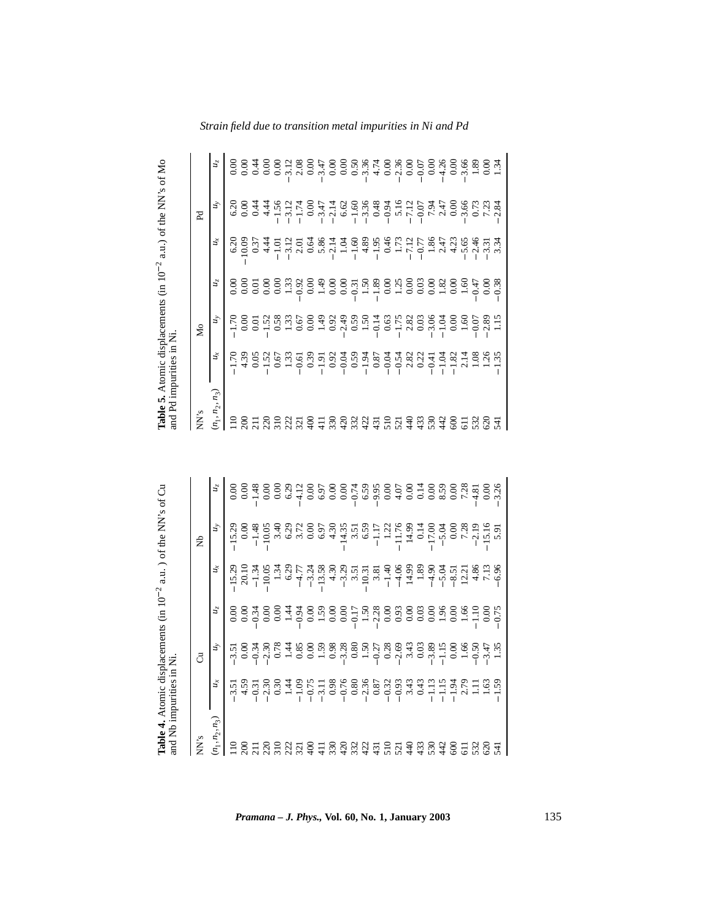**Table 4.** Atomic displacements (in $10^{-2}$ a.u.) of the NN's of Cu and Nb impurities in Ni.

| NN's | Cu | | | Nb | | |
|---|---|---|---|---|---|---|
| $(n_1, n_2, n_3)$ | $u_x$ | $u_y$ | $u_z$ | $u_x$ | $u_y$ | $u_z$ |
| 110 | −3.51 | −3.51 | 0.00 | −15.29 | −15.29 | 0.00 |
| 200 | 4.59 | 0.00 | 0.00 | 20.10 | 0.00 | 0.00 |
| 211 | −0.31 | −0.34 | −0.34 | −1.34 | −1.48 | −1.48 |
| 220 | −2.30 | −2.30 | 0.00 | −10.05 | −10.05 | 0.00 |
| 310 | 0.30 | 0.78 | 0.00 | 1.34 | 3.40 | 0.00 |
| 222 | 1.44 | 1.44 | 1.44 | 6.29 | 6.29 | 6.29 |
| 321 | −1.09 | 0.85 | −0.94 | −4.77 | 3.72 | −4.12 |
| 400 | −0.75 | 0.00 | 0.00 | −3.24 | 0.00 | 0.00 |
| 411 | −3.11 | 1.59 | 1.59 | −13.58 | 6.97 | 6.97 |
| 330 | 0.98 | 0.98 | 0.00 | 4.30 | 4.30 | 0.00 |
| 420 | −0.76 | −3.28 | 0.00 | −3.29 | −14.35 | 0.00 |
| 332 | 0.80 | 0.80 | −0.17 | 3.51 | 3.51 | −0.74 |
| 422 | −2.36 | 1.50 | 1.50 | −10.31 | 6.59 | 6.59 |
| 431 | 0.87 | −0.27 | −2.28 | 3.81 | −1.17 | −9.95 |
| 510 | −0.32 | 0.28 | 0.00 | −1.40 | 1.22 | 0.00 |
| 521 | −0.93 | −2.69 | 0.93 | −4.06 | −11.76 | 4.07 |
| 440 | 3.43 | 3.43 | 0.00 | 14.99 | 14.99 | 0.00 |
| 433 | 0.43 | 0.03 | 0.03 | 1.89 | 0.14 | 0.14 |
| 530 | −1.13 | −3.89 | 0.00 | −4.90 | −17.00 | 0.00 |
| 442 | −1.15 | −1.15 | 1.96 | −5.04 | −5.04 | 8.59 |
| 600 | −1.94 | 0.00 | 0.00 | −8.51 | 0.00 | 0.00 |
| 611 | 2.79 | 1.66 | 1.66 | 12.21 | 7.28 | 7.28 |
| 532 | 1.11 | −0.50 | −1.10 | 4.86 | −2.19 | −4.81 |
| 620 | 1.63 | −3.47 | 0.00 | 7.13 | −15.16 | 0.00 |
| 541 | −1.59 | 1.35 | −0.75 | −6.96 | 5.91 | −3.26 |

**Table 5.** Atomic displacements (in $10^{-2}$ a.u.) of the NN's of Mo and Pd impurities in Ni.

| NN's | Mo | | | Pd | | |
|---|---|---|---|---|---|---|
| $(n_1, n_2, n_3)$ | $u_x$ | $u_y$ | $u_z$ | $u_x$ | $u_y$ | $u_z$ |
| 110 | −1.70 | −1.70 | 0.00 | 6.20 | 6.20 | 0.00 |
| 200 | 4.39 | 0.00 | 0.00 | −10.09 | 0.00 | 0.00 |
| 211 | 0.05 | 0.01 | 0.01 | 0.37 | 0.44 | 0.44 |
| 220 | −1.52 | −1.52 | 0.00 | 4.44 | 4.44 | 0.00 |
| 310 | 0.67 | 0.58 | 0.00 | −1.01 | −1.56 | 0.00 |
| 222 | 1.33 | 1.33 | 1.33 | −3.12 | −3.12 | −3.12 |
| 321 | −0.61 | 0.67 | −0.92 | 2.01 | −1.74 | 2.08 |
| 400 | 0.39 | 0.00 | 0.00 | 0.64 | 0.00 | 0.00 |
| 411 | −1.91 | 1.49 | 1.49 | 5.86 | −3.47 | −3.47 |
| 330 | 0.92 | 0.92 | 0.00 | −2.14 | −2.14 | 0.00 |
| 420 | −0.04 | −2.49 | 0.00 | 1.04 | 6.62 | 0.00 |
| 332 | 0.59 | 0.59 | −0.31 | −1.60 | −1.60 | 0.50 |
| 422 | −1.94 | 1.50 | 1.50 | 4.89 | −3.36 | −3.36 |
| 431 | 0.87 | −0.14 | −1.89 | −1.95 | 0.48 | 4.74 |
| 510 | −0.04 | 0.63 | 0.00 | 0.46 | −0.94 | 0.00 |
| 521 | −0.54 | −1.75 | 1.25 | 1.73 | 5.16 | −2.36 |
| 440 | 2.82 | 2.82 | 0.00 | −7.12 | −7.12 | 0.00 |
| 433 | 0.22 | 0.03 | 0.03 | −0.77 | −0.07 | −0.07 |
| 530 | −0.41 | −3.06 | 0.00 | 1.86 | 7.94 | 0.00 |
| 442 | −1.04 | −1.04 | 1.82 | 2.47 | 2.47 | −4.26 |
| 600 | −1.82 | 0.00 | 0.00 | 4.23 | 0.00 | 0.00 |
| 611 | 2.14 | 1.60 | 1.60 | −5.65 | −3.66 | −3.66 |
| 532 | 1.08 | −0.07 | −0.47 | −2.46 | 0.73 | 1.89 |
| 620 | 1.26 | −2.89 | 0.00 | −3.31 | 7.23 | 0.00 |
| 541 | −1.35 | 1.15 | −0.38 | 3.34 | −2.84 | 1.34 |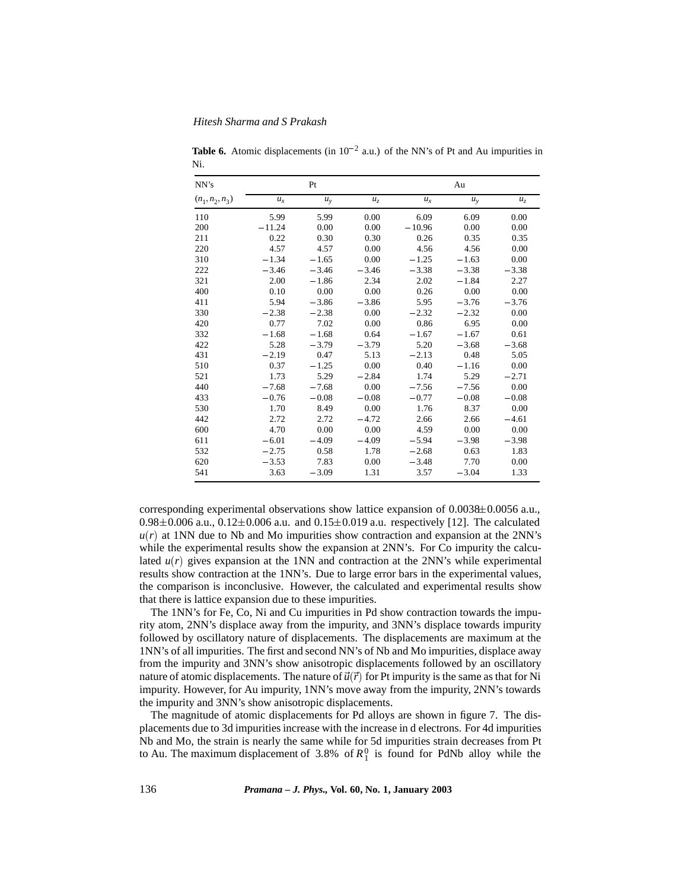**Table 6.** Atomic displacements (in $10^{-2}$ a.u.) of the NN's of Pt and Au impurities in Ni.

| NN's | Pt | | | Au | | |
|---|---|---|---|---|---|---|
| $(n_1, n_2, n_3)$ | $u_x$ | $u_y$ | $u_z$ | $u_x$ | $u_y$ | $u_z$ |
| 110 | 5.99 | 5.99 | 0.00 | 6.09 | 6.09 | 0.00 |
| 200 | −11.24 | 0.00 | 0.00 | −10.96 | 0.00 | 0.00 |
| 211 | 0.22 | 0.30 | 0.30 | 0.26 | 0.35 | 0.35 |
| 220 | 4.57 | 4.57 | 0.00 | 4.56 | 4.56 | 0.00 |
| 310 | −1.34 | −1.65 | 0.00 | −1.25 | −1.63 | 0.00 |
| 222 | −3.46 | −3.46 | −3.46 | −3.38 | −3.38 | −3.38 |
| 321 | 2.00 | −1.86 | 2.34 | 2.02 | −1.84 | 2.27 |
| 400 | 0.10 | 0.00 | 0.00 | 0.26 | 0.00 | 0.00 |
| 411 | 5.94 | −3.86 | −3.86 | 5.95 | −3.76 | −3.76 |
| 330 | −2.38 | −2.38 | 0.00 | −2.32 | −2.32 | 0.00 |
| 420 | 0.77 | 7.02 | 0.00 | 0.86 | 6.95 | 0.00 |
| 332 | −1.68 | −1.68 | 0.64 | −1.67 | −1.67 | 0.61 |
| 422 | 5.28 | −3.79 | −3.79 | 5.20 | −3.68 | −3.68 |
| 431 | −2.19 | 0.47 | 5.13 | −2.13 | 0.48 | 5.05 |
| 510 | 0.37 | −1.25 | 0.00 | 0.40 | −1.16 | 0.00 |
| 521 | 1.73 | 5.29 | −2.84 | 1.74 | 5.29 | −2.71 |
| 440 | −7.68 | −7.68 | 0.00 | −7.56 | −7.56 | 0.00 |
| 433 | −0.76 | −0.08 | −0.08 | −0.77 | −0.08 | −0.08 |
| 530 | 1.70 | 8.49 | 0.00 | 1.76 | 8.37 | 0.00 |
| 442 | 2.72 | 2.72 | −4.72 | 2.66 | 2.66 | −4.61 |
| 600 | 4.70 | 0.00 | 0.00 | 4.59 | 0.00 | 0.00 |
| 611 | −6.01 | −4.09 | −4.09 | −5.94 | −3.98 | −3.98 |
| 532 | −2.75 | 0.58 | 1.78 | −2.68 | 0.63 | 1.83 |
| 620 | −3.53 | 7.83 | 0.00 | −3.48 | 7.70 | 0.00 |
| 541 | 3.63 | −3.09 | 1.31 | 3.57 | −3.04 | 1.33 |

corresponding experimental observations show lattice expansion of 0.0038±0.0056 a.u., 0.98±0.006 a.u., 0.12±0.006 a.u. and 0.15±0.019 a.u. respectively [12]. The calculated $u(r)$ at 1NN due to Nb and Mo impurities show contraction and expansion at the 2NN's while the experimental results show the expansion at 2NN's. For Co impurity the calculated $u(r)$ gives expansion at the 1NN and contraction at the 2NN's while experimental results show contraction at the 1NN's. Due to large error bars in the experimental values, the comparison is inconclusive. However, the calculated and experimental results show that there is lattice expansion due to these impurities.

The 1NN's for Fe, Co, Ni and Cu impurities in Pd show contraction towards the impurity atom, 2NN's displace away from the impurity, and 3NN's displace towards impurity followed by oscillatory nature of displacements. The displacements are maximum at the 1NN's of all impurities. The first and second NN's of Nb and Mo impurities, displace away from the impurity and 3NN's show anisotropic displacements followed by an oscillatory nature of atomic displacements. The nature of $\vec{u}(\vec{r})$ for Pt impurity is the same as that for Ni impurity. However, for Au impurity, 1NN's move away from the impurity, 2NN's towards the impurity and 3NN's show anisotropic displacements.

The magnitude of atomic displacements for Pd alloys are shown in figure 7. The displacements due to 3d impurities increase with the increase in d electrons. For 4d impurities Nb and Mo, the strain is nearly the same while for 5d impurities strain decreases from Pt to Au. The maximum displacement of 3.8% of $R_1^0$ is found for PdNb alloy while the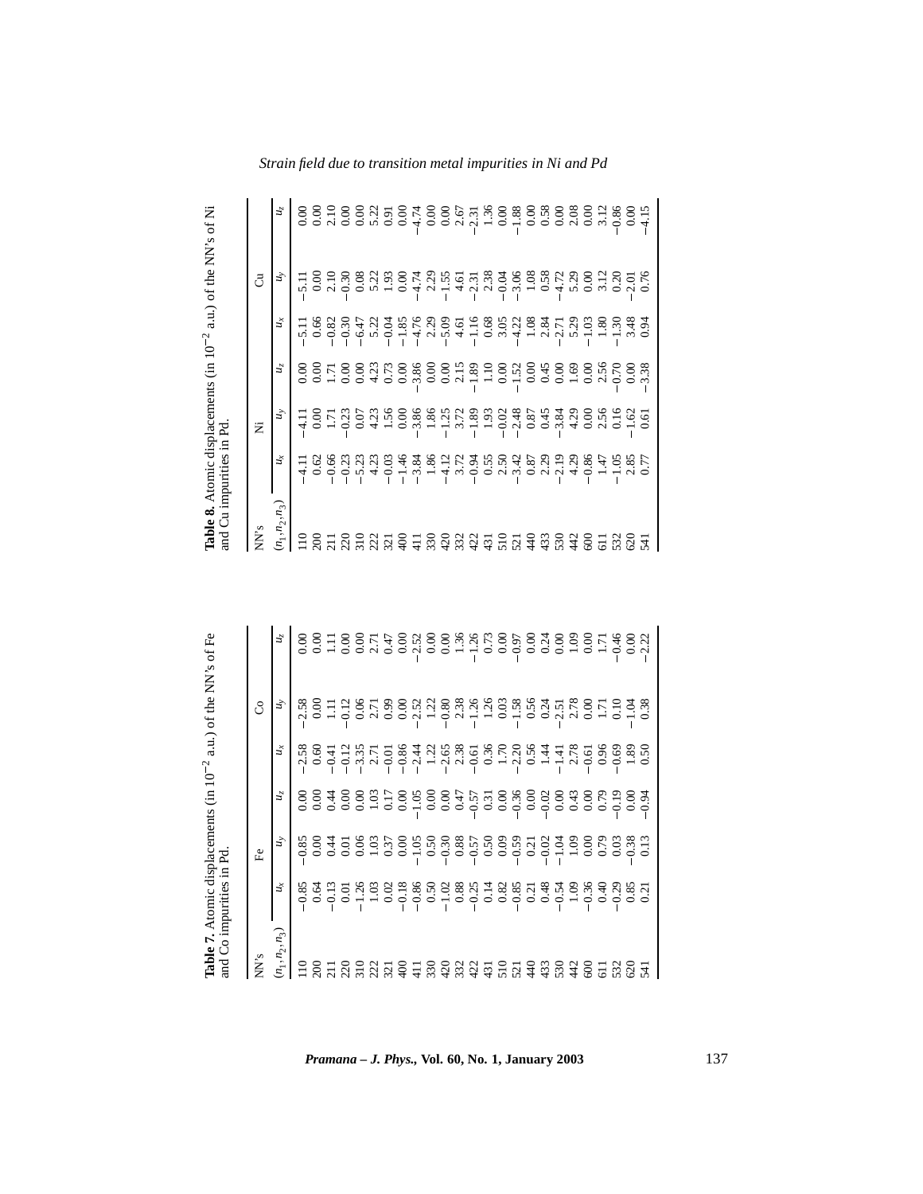**Table 7.** Atomic displacements (in $10^{-2}$ a.u.) of the NN's of Fe and Co impurities in Pd.

| NN's | Fe | | | Co | | |
|---|---|---|---|---|---|---|
| $(n_1, n_2, n_3)$ | $u_x$ | $u_y$ | $u_z$ | $u_x$ | $u_y$ | $u_z$ |
| 110 | −0.85 | −0.85 | 0.00 | −2.58 | −2.58 | 0.00 |
| 200 | 0.64 | 0.00 | 0.00 | 0.60 | 0.00 | 0.00 |
| 211 | −0.13 | 0.44 | 0.44 | −0.41 | 1.11 | 1.11 |
| 220 | 0.01 | 0.01 | 0.00 | −0.12 | −0.12 | 0.00 |
| 310 | −1.26 | 0.06 | 0.00 | −3.35 | 0.06 | 0.00 |
| 222 | 1.03 | 1.03 | 1.03 | 2.71 | 2.71 | 2.71 |
| 321 | 0.02 | 0.37 | 0.17 | −0.01 | 0.99 | 0.47 |
| 400 | −0.18 | 0.00 | 0.00 | −0.86 | 0.00 | 0.00 |
| 411 | −0.86 | −1.05 | −1.05 | −2.44 | −2.52 | −2.52 |
| 330 | 0.50 | 0.50 | 0.00 | 1.22 | 1.22 | 0.00 |
| 420 | −1.02 | −0.30 | 0.00 | −2.65 | −0.80 | 0.00 |
| 332 | 0.88 | 0.88 | 0.47 | 2.38 | 2.38 | 1.36 |
| 422 | −0.25 | −0.57 | −0.57 | −0.61 | −1.26 | −1.26 |
| 431 | 0.14 | 0.50 | 0.31 | 0.36 | 1.26 | 0.73 |
| 510 | 0.82 | 0.09 | 0.00 | 1.70 | 0.03 | 0.00 |
| 521 | −0.85 | −0.59 | −0.36 | −2.20 | −1.58 | −0.97 |
| 440 | 0.21 | 0.21 | 0.00 | 0.56 | 0.56 | 0.00 |
| 433 | 0.48 | −0.02 | −0.02 | 1.44 | 0.24 | 0.24 |
| 530 | −0.54 | −1.04 | 0.00 | −1.41 | −2.51 | 0.00 |
| 442 | 1.09 | 1.09 | 0.43 | 2.78 | 2.78 | 1.09 |
| 600 | −0.36 | 0.00 | 0.00 | −0.61 | 0.00 | 0.00 |
| 611 | 0.40 | 0.79 | 0.79 | 0.96 | 1.71 | 1.71 |
| 532 | −0.29 | 0.03 | −0.19 | −0.69 | 0.10 | −0.46 |
| 620 | 0.85 | −0.38 | 0.00 | 1.89 | −1.04 | 0.00 |
| 541 | 0.21 | 0.13 | −0.94 | 0.50 | 0.38 | −2.22 |

**Table 8.** Atomic displacements (in $10^{-2}$ a.u.) of the NN's of Ni and Cu impurities in Pd.

| NN's | Ni | | | Cu | | |
|---|---|---|---|---|---|---|
| $(n_1, n_2, n_3)$ | $u_x$ | $u_y$ | $u_z$ | $u_x$ | $u_y$ | $u_z$ |
| 110 | −4.11 | −4.11 | 0.00 | −5.11 | −5.11 | 0.00 |
| 200 | 0.62 | 0.00 | 0.00 | 0.66 | 0.00 | 0.00 |
| 211 | −0.66 | 1.71 | 1.71 | −0.82 | 2.10 | 2.10 |
| 220 | −0.23 | −0.23 | 0.00 | −0.30 | −0.30 | 0.00 |
| 310 | −5.23 | 0.07 | 0.00 | −6.47 | 0.08 | 0.00 |
| 222 | 4.23 | 4.23 | 4.23 | 5.22 | 5.22 | 5.22 |
| 321 | −0.03 | 1.56 | 0.73 | −0.04 | 1.93 | 0.91 |
| 400 | −1.46 | 0.00 | 0.00 | −1.85 | 0.00 | 0.00 |
| 411 | −3.84 | −3.86 | −3.86 | −4.76 | −4.74 | −4.74 |
| 330 | 1.86 | 1.86 | 0.00 | 2.29 | 2.29 | 0.00 |
| 420 | −4.12 | −1.25 | 0.00 | −5.09 | −1.55 | 0.00 |
| 332 | 3.72 | 3.72 | 2.15 | 4.61 | 4.61 | 2.67 |
| 422 | −0.94 | −1.89 | −1.89 | −1.16 | −2.31 | −2.31 |
| 431 | 0.55 | 1.93 | 1.10 | 0.68 | 2.38 | 1.36 |
| 510 | 2.50 | −0.02 | 0.00 | 3.05 | −0.04 | 0.00 |
| 521 | −3.42 | −2.48 | −1.52 | −4.22 | −3.06 | −1.88 |
| 440 | 0.87 | 0.87 | 0.00 | 1.08 | 1.08 | 0.00 |
| 433 | 2.29 | 0.45 | 0.45 | 2.84 | 0.58 | 0.58 |
| 530 | −2.19 | −3.84 | 0.00 | −2.71 | −4.72 | 0.00 |
| 442 | 4.29 | 4.29 | 1.69 | 5.29 | 5.29 | 2.08 |
| 600 | −0.86 | 0.00 | 0.00 | −1.03 | 0.00 | 0.00 |
| 611 | 1.47 | 2.56 | 2.56 | 1.80 | 3.12 | 3.12 |
| 532 | −1.05 | 0.16 | −0.70 | −1.30 | 0.20 | −0.86 |
| 620 | 2.85 | −1.62 | 0.00 | 3.48 | −2.01 | 0.00 |
| 541 | 0.77 | 0.61 | −3.38 | 0.94 | 0.76 | −4.15 |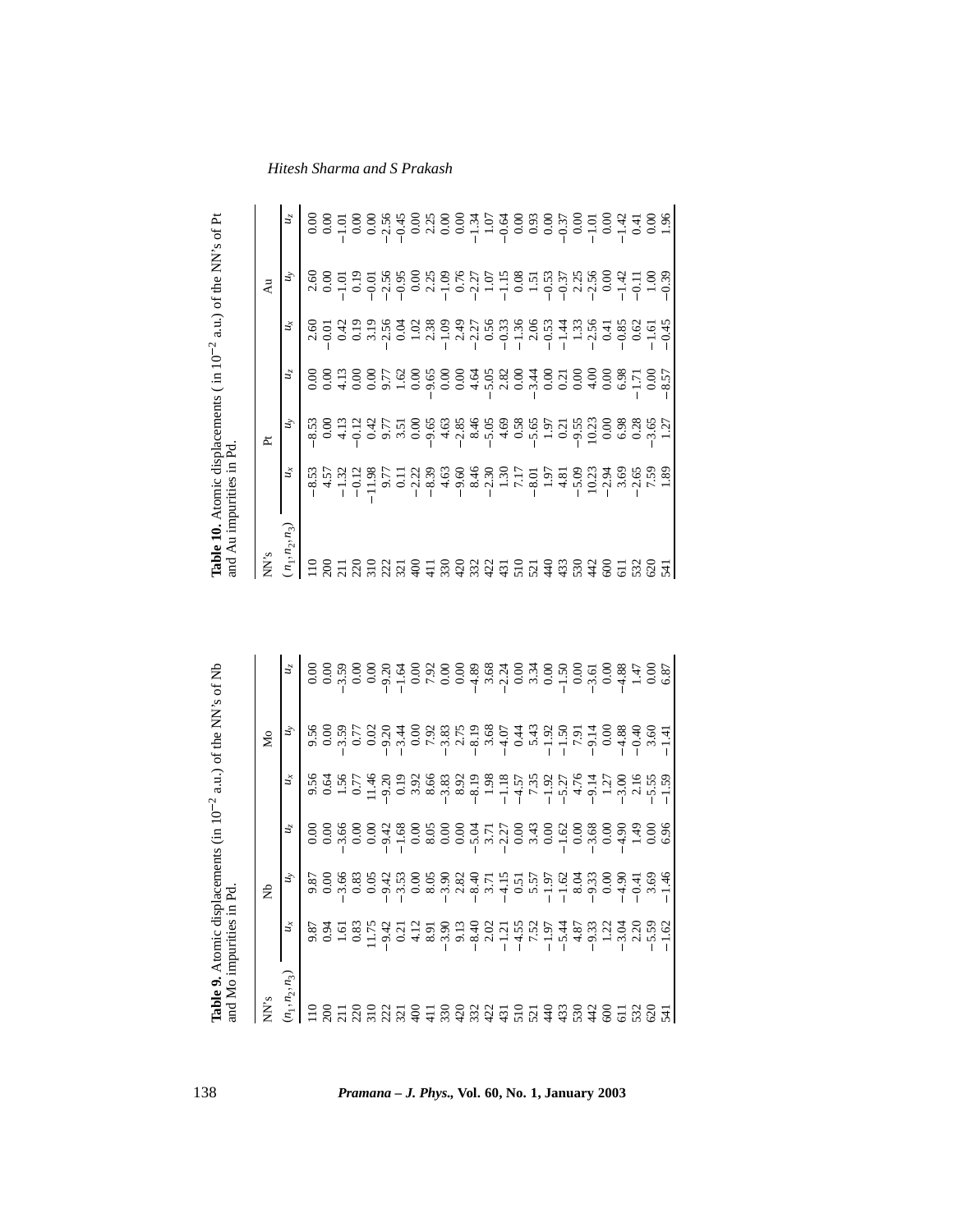**Table 9.** Atomic displacements (in $10^{-2}$ a.u.) of the NN's of Nb and Mo impurities in Pd.

| NN's | Nb | | | Mo | | |
|---|---|---|---|---|---|---|
| $(n_1,n_2,n_3)$ | $u_x$ | $u_y$ | $u_z$ | $u_x$ | $u_y$ | $u_z$ |
| 110 | 9.87 | 9.87 | 0.00 | 9.56 | 9.56 | 0.00 |
| 200 | 0.94 | 0.00 | 0.00 | 0.64 | 0.00 | 0.00 |
| 211 | 1.61 | −3.66 | −3.66 | 1.56 | −3.59 | −3.59 |
| 220 | 0.83 | 0.83 | 0.00 | 0.77 | 0.77 | 0.00 |
| 310 | 11.75 | 0.05 | 0.00 | 11.46 | 0.02 | 0.00 |
| 222 | −9.42 | −9.42 | −9.42 | −9.20 | −9.20 | −9.20 |
| 321 | 0.21 | −3.53 | −1.68 | 0.19 | −3.44 | −1.64 |
| 400 | 4.12 | 0.00 | 0.00 | 3.92 | 0.00 | 0.00 |
| 411 | 8.91 | 8.05 | 8.05 | 8.66 | 7.92 | 7.92 |
| 330 | −3.90 | −3.90 | 0.00 | −3.83 | −3.83 | 0.00 |
| 420 | 9.13 | 2.82 | 0.00 | 8.92 | 2.75 | 0.00 |
| 332 | −8.40 | −8.40 | −5.04 | −8.19 | −8.19 | −4.89 |
| 422 | 2.02 | 3.71 | 3.71 | 1.98 | 3.68 | 3.68 |
| 431 | −1.21 | −4.15 | −2.27 | −1.18 | −4.07 | −2.24 |
| 510 | −4.55 | 0.51 | 0.00 | −4.57 | 0.44 | 0.00 |
| 521 | 7.52 | 5.57 | 3.43 | 7.35 | 5.43 | 3.34 |
| 440 | −1.97 | −1.97 | 0.00 | −1.92 | −1.92 | 0.00 |
| 433 | −5.44 | −1.62 | −1.62 | −5.27 | −1.50 | −1.50 |
| 530 | 4.87 | 8.04 | 0.00 | 4.76 | 7.91 | 0.00 |
| 442 | −9.33 | −9.33 | −3.68 | −9.14 | −9.14 | −3.61 |
| 600 | 1.22 | 0.00 | 0.00 | 1.27 | 0.00 | 0.00 |
| 611 | −3.04 | −4.90 | −4.90 | −3.00 | −4.88 | −4.88 |
| 532 | 2.20 | −0.41 | 1.49 | 2.16 | −0.40 | 1.47 |
| 620 | −5.59 | 3.69 | 0.00 | −5.55 | 3.60 | 0.00 |
| 541 | −1.62 | −1.46 | 6.96 | −1.59 | −1.41 | 6.87 |

**Table 10.** Atomic displacements (in $10^{-2}$ a.u.) of the NN's of Pt and Au impurities in Pd.

| NN's | Pt | | | Au | | |
|---|---|---|---|---|---|---|
| $(n_1,n_2,n_3)$ | $u_x$ | $u_y$ | $u_z$ | $u_x$ | $u_y$ | $u_z$ |
| 110 | −8.53 | −8.53 | 0.00 | 2.60 | 2.60 | 0.00 |
| 200 | 4.57 | 0.00 | 0.00 | −0.01 | 0.00 | 0.00 |
| 211 | −1.32 | 4.13 | 4.13 | 0.42 | −1.01 | −1.01 |
| 220 | −0.12 | −0.12 | 0.00 | 0.19 | 0.19 | 0.00 |
| 310 | −11.98 | 0.42 | 0.00 | 3.19 | −0.01 | 0.00 |
| 222 | 9.77 | 9.77 | 9.77 | −2.56 | −2.56 | −2.56 |
| 321 | 0.11 | 3.51 | 1.62 | 0.04 | −0.95 | −0.45 |
| 400 | −2.22 | 0.00 | 0.00 | 1.02 | 0.00 | 0.00 |
| 411 | −8.39 | −9.65 | −9.65 | 2.38 | 2.25 | 2.25 |
| 330 | 4.63 | 4.63 | 0.00 | −1.09 | −1.09 | 0.00 |
| 420 | −9.60 | −2.85 | 0.00 | 2.49 | 0.76 | 0.00 |
| 332 | 8.46 | 8.46 | 4.64 | −2.27 | −2.27 | −1.34 |
| 422 | −2.30 | −5.05 | −5.05 | 0.56 | 1.07 | 1.07 |
| 431 | 1.30 | 4.69 | 2.82 | −0.33 | −1.15 | −0.64 |
| 510 | 7.17 | 0.58 | 0.00 | −1.36 | 0.08 | 0.00 |
| 521 | −8.01 | −5.65 | −3.44 | 2.06 | 1.51 | 0.93 |
| 440 | 1.97 | 1.97 | 0.00 | −0.53 | −0.53 | 0.00 |
| 433 | 4.81 | 0.21 | 0.21 | −1.44 | −0.37 | −0.37 |
| 530 | −5.09 | −9.55 | 0.00 | 1.33 | 2.25 | 0.00 |
| 442 | 10.23 | 10.23 | 4.00 | −2.56 | −2.56 | −1.01 |
| 600 | −2.94 | 0.00 | 0.00 | 0.41 | 0.00 | 0.00 |
| 611 | 3.69 | 6.98 | 6.98 | −0.85 | −1.42 | −1.42 |
| 532 | −2.65 | 0.28 | −1.71 | 0.62 | −0.11 | 0.41 |
| 620 | 7.59 | −3.65 | 0.00 | −1.61 | 1.00 | 0.00 |
| 541 | 1.89 | 1.27 | −8.57 | −0.45 | −0.39 | 1.96 |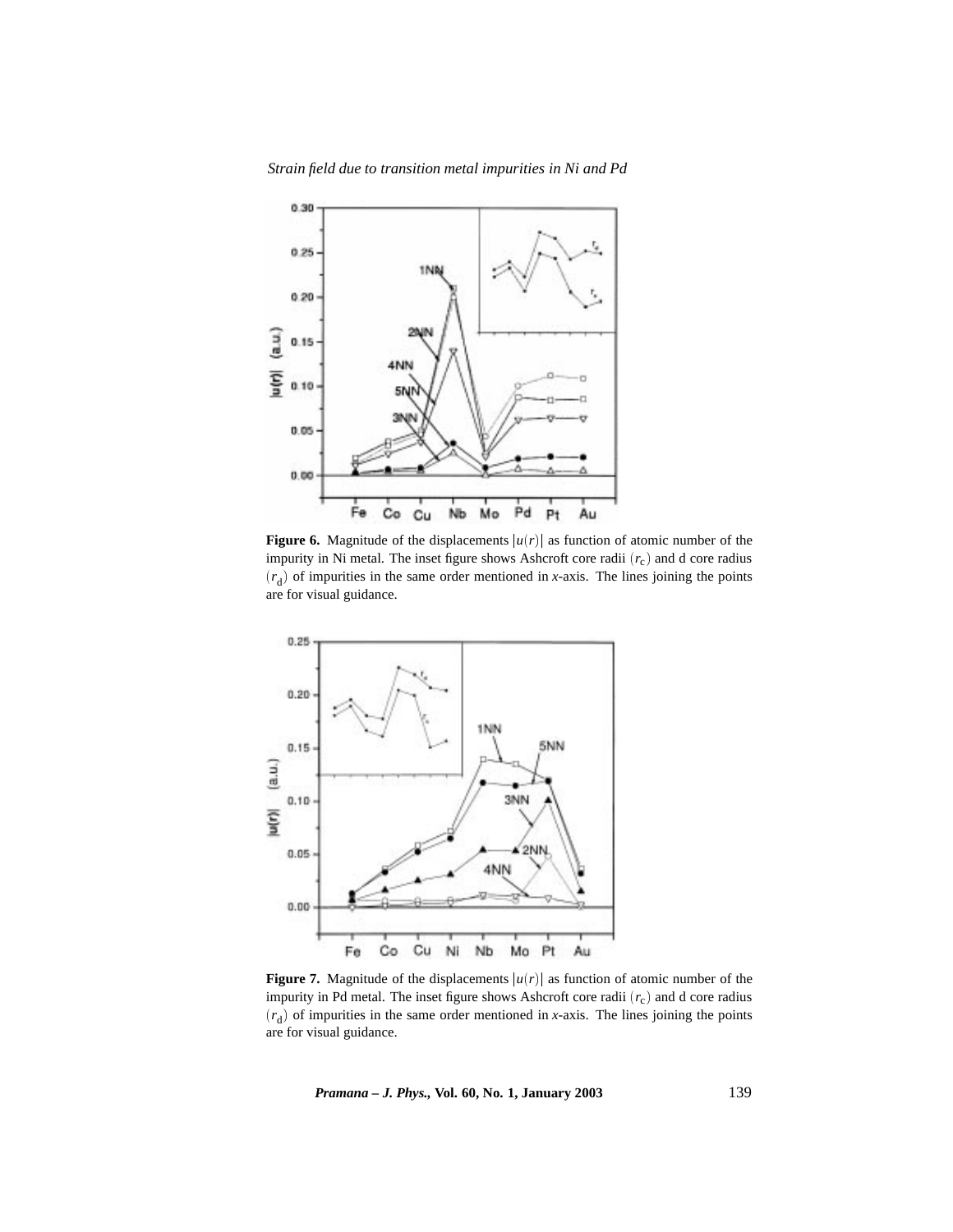**Figure 6.** Magnitude of the displacements $|u(r)|$ as function of atomic number of the impurity in Ni metal. The inset figure shows Ashcroft core radii $(r_c)$ and d core radius $(r_d)$ of impurities in the same order mentioned in *x*-axis. The lines joining the points are for visual guidance.

**Figure 7.** Magnitude of the displacements $|u(r)|$ as function of atomic number of the impurity in Pd metal. The inset figure shows Ashcroft core radii $(r_c)$ and d core radius $(r_d)$ of impurities in the same order mentioned in *x*-axis. The lines joining the points are for visual guidance.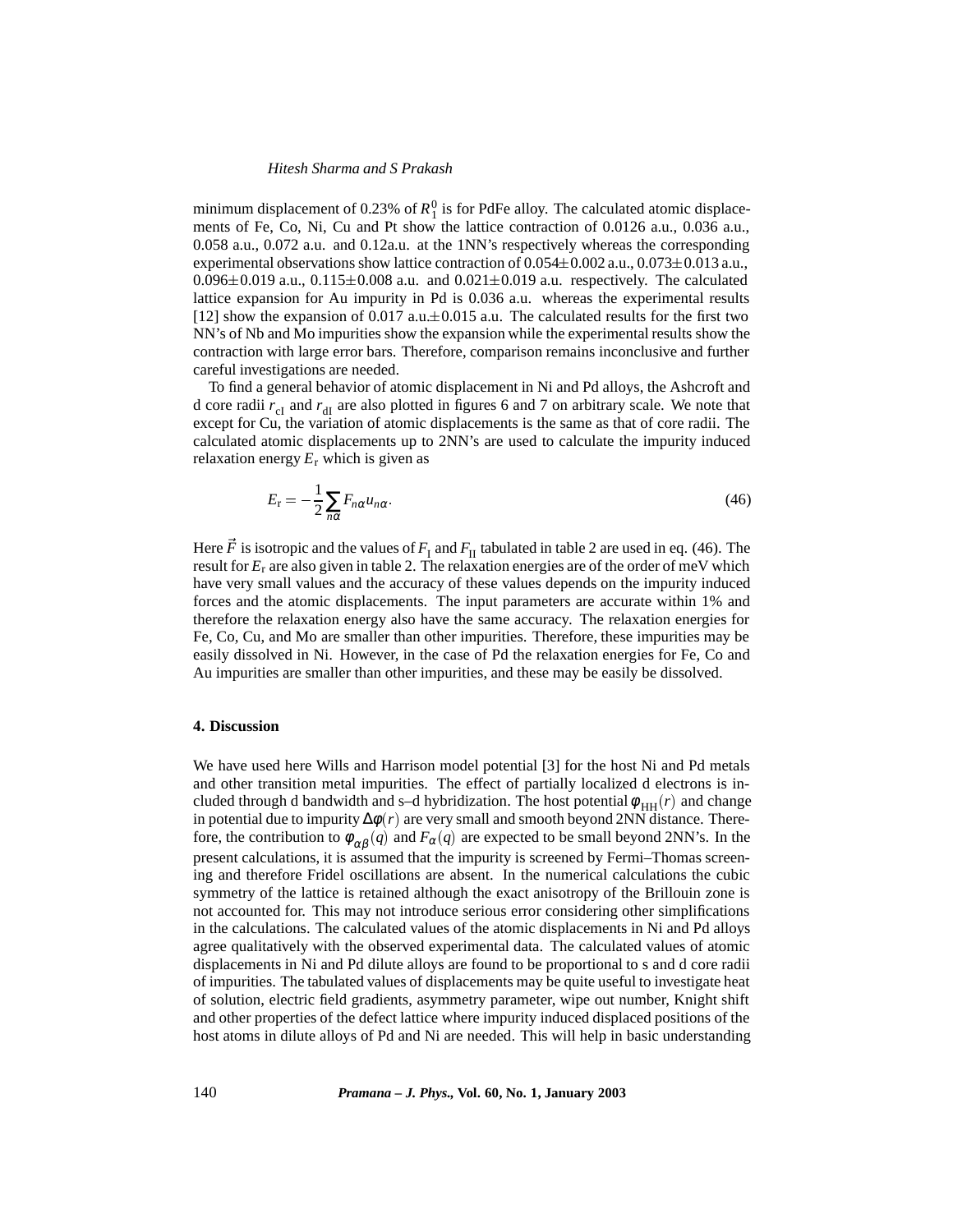minimum displacement of 0.23% of $R_1^0$ is for PdFe alloy. The calculated atomic displacements of Fe, Co, Ni, Cu and Pt show the lattice contraction of 0.0126 a.u., 0.036 a.u., 0.058 a.u., 0.072 a.u. and 0.12a.u. at the 1NN's respectively whereas the corresponding experimental observations show lattice contraction of $0.054\pm0.002$ a.u., $0.073\pm0.013$ a.u., $0.096\pm0.019$ a.u., $0.115\pm0.008$ a.u. and $0.021\pm0.019$ a.u. respectively. The calculated lattice expansion for Au impurity in Pd is 0.036 a.u. whereas the experimental results [12] show the expansion of 0.017 a.u.$\pm$0.015 a.u. The calculated results for the first two NN's of Nb and Mo impurities show the expansion while the experimental results show the contraction with large error bars. Therefore, comparison remains inconclusive and further careful investigations are needed.

To find a general behavior of atomic displacement in Ni and Pd alloys, the Ashcroft and d core radii $r_{\mathrm{cI}}$ and $r_{\mathrm{dI}}$ are also plotted in figures 6 and 7 on arbitrary scale. We note that except for Cu, the variation of atomic displacements is the same as that of core radii. The calculated atomic displacements up to 2NN's are used to calculate the impurity induced relaxation energy $E_{\mathrm{r}}$ which is given as

$$E_{\mathrm{r}} = -\frac{1}{2}\sum_{n\alpha} F_{n\alpha} u_{n\alpha}. \tag{46}$$

Here $\vec{F}$ is isotropic and the values of $F_{\mathrm{I}}$ and $F_{\mathrm{II}}$ tabulated in table 2 are used in eq. (46). The result for $E_{\mathrm{r}}$ are also given in table 2. The relaxation energies are of the order of meV which have very small values and the accuracy of these values depends on the impurity induced forces and the atomic displacements. The input parameters are accurate within 1% and therefore the relaxation energy also have the same accuracy. The relaxation energies for Fe, Co, Cu, and Mo are smaller than other impurities. Therefore, these impurities may be easily dissolved in Ni. However, in the case of Pd the relaxation energies for Fe, Co and Au impurities are smaller than other impurities, and these may be easily be dissolved.

## 4. Discussion

We have used here Wills and Harrison model potential [3] for the host Ni and Pd metals and other transition metal impurities. The effect of partially localized d electrons is included through d bandwidth and s–d hybridization. The host potential $\phi_{\mathrm{HH}}(r)$ and change in potential due to impurity $\Delta\phi(r)$ are very small and smooth beyond 2NN distance. Therefore, the contribution to $\phi_{\alpha\beta}(q)$ and $F_{\alpha}(q)$ are expected to be small beyond 2NN's. In the present calculations, it is assumed that the impurity is screened by Fermi–Thomas screening and therefore Fridel oscillations are absent. In the numerical calculations the cubic symmetry of the lattice is retained although the exact anisotropy of the Brillouin zone is not accounted for. This may not introduce serious error considering other simplifications in the calculations. The calculated values of the atomic displacements in Ni and Pd alloys agree qualitatively with the observed experimental data. The calculated values of atomic displacements in Ni and Pd dilute alloys are found to be proportional to s and d core radii of impurities. The tabulated values of displacements may be quite useful to investigate heat of solution, electric field gradients, asymmetry parameter, wipe out number, Knight shift and other properties of the defect lattice where impurity induced displaced positions of the host atoms in dilute alloys of Pd and Ni are needed. This will help in basic understanding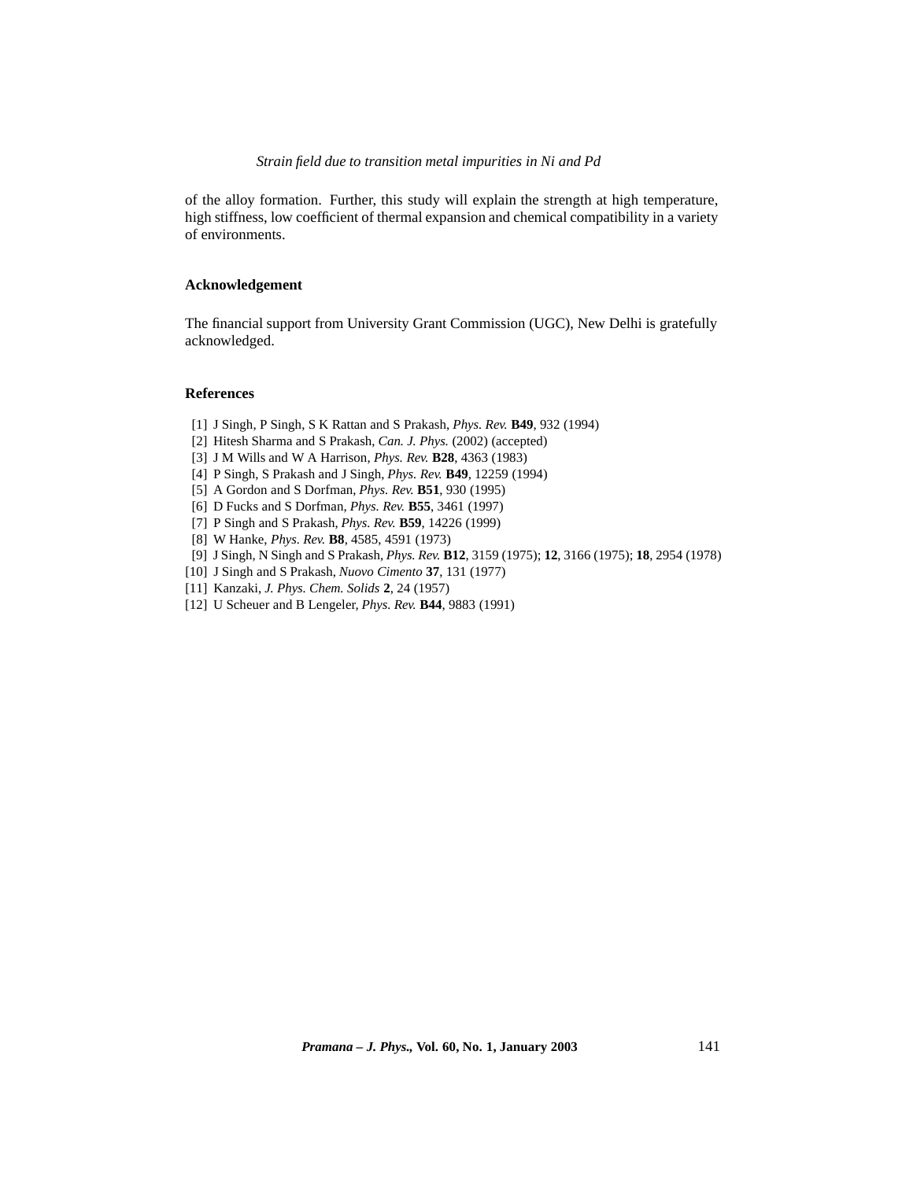of the alloy formation. Further, this study will explain the strength at high temperature, high stiffness, low coefficient of thermal expansion and chemical compatibility in a variety of environments.

## Acknowledgement

The financial support from University Grant Commission (UGC), New Delhi is gratefully acknowledged.

## References

[1] J Singh, P Singh, S K Rattan and S Prakash, *Phys. Rev.* **B49**, 932 (1994)
[2] Hitesh Sharma and S Prakash, *Can. J. Phys.* (2002) (accepted)
[3] J M Wills and W A Harrison, *Phys. Rev.* **B28**, 4363 (1983)
[4] P Singh, S Prakash and J Singh, *Phys. Rev.* **B49**, 12259 (1994)
[5] A Gordon and S Dorfman, *Phys. Rev.* **B51**, 930 (1995)
[6] D Fucks and S Dorfman, *Phys. Rev.* **B55**, 3461 (1997)
[7] P Singh and S Prakash, *Phys. Rev.* **B59**, 14226 (1999)
[8] W Hanke, *Phys. Rev.* **B8**, 4585, 4591 (1973)
[9] J Singh, N Singh and S Prakash, *Phys. Rev.* **B12**, 3159 (1975); **12**, 3166 (1975); **18**, 2954 (1978)
[10] J Singh and S Prakash, *Nuovo Cimento* **37**, 131 (1977)
[11] Kanzaki, *J. Phys. Chem. Solids* **2**, 24 (1957)
[12] U Scheuer and B Lengeler, *Phys. Rev.* **B44**, 9883 (1991)